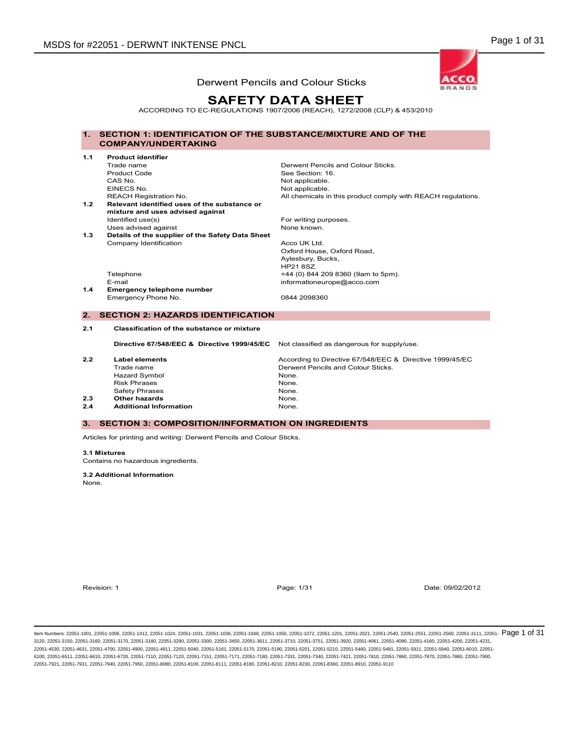Derwent Pencils and Colour Sticks

# SAFETY DATA SHEET

ACCORDING TO EC-REGULATIONS 1907/2006 (REACH), 1272/2008 (CLP) & 453/2010

## 1. SECTION 1: IDENTIFICATION OF THE SUBSTANCE/MIXTURE AND OF THE COMPANY/UNDERTAKING

**1.1 Product identifier**

| | |
|---|---|
| Trade name | Derwent Pencils and Colour Sticks. |
| Product Code | See Section: 16. |
| CAS No. | Not applicable. |
| EINECS No. | Not applicable. |
| REACH Registration No. | All chemicals in this product comply with REACH regulations. |

**1.2 Relevant identified uses of the substance or mixture and uses advised against**

| | |
|---|---|
| Identified use(s) | For writing purposes. |
| Uses advised against | None known. |

**1.3 Details of the supplier of the Safety Data Sheet**

| | |
|---|---|
| Company Identification | Acco UK Ltd.<br>Oxford House, Oxford Road,<br>Aylesbury, Bucks,<br>HP21 8SZ. |
| Telephone | +44 (0) 844 209 8360 (9am to 5pm). |
| E-mail | informationeurope@acco.com |

**1.4 Emergency telephone number**

| | |
|---|---|
| Emergency Phone No. | 0844 2098360 |

## 2. SECTION 2: HAZARDS IDENTIFICATION

**2.1 Classification of the substance or mixture**

| | |
|---|---|
| **Directive 67/548/EEC & Directive 1999/45/EC** | Not classified as dangerous for supply/use. |

| | | |
|---|---|---|
| **2.2** | **Label elements** | According to Directive 67/548/EEC & Directive 1999/45/EC |
| | Trade name | Derwent Pencils and Colour Sticks. |
| | Hazard Symbol | None. |
| | Risk Phrases | None. |
| | Safety Phrases | None. |
| **2.3** | **Other hazards** | None. |
| **2.4** | **Additional Information** | None. |

## 3. SECTION 3: COMPOSITION/INFORMATION ON INGREDIENTS

Articles for printing and writing: Derwent Pencils and Colour Sticks.

**3.1 Mixtures**

Contains no hazardous ingredients.

**3.2 Additional Information**

None.

Revision: 1 Date: 09/02/2012

Item Numbers: 22051-1001, 22051-1006, 22051-1012, 22051-1024, 22051-1031, 22051-1036, 22051-1048, 22051-1050, 22051-1072, 22051-1201, 22051-2021, 22051-2540, 22051-2551, 22051-2560, 22051-3111, 22051-3120, 22051-3150, 22051-3160, 22051-3170, 22051-3180, 22051-3290, 22051-3300, 22051-3450, 22051-3611, 22051-3710, 22051-3751, 22051-3920, 22051-4061, 22051-4090, 22051-4160, 22051-4200, 22051-4231, 22051-4530, 22051-4631, 22051-4700, 22051-4900, 22051-4911, 22051-5040, 22051-5161, 22051-5170, 22051-5190, 22051-5201, 22051-5210, 22051-5460, 22051-5481, 22051-5911, 22051-5940, 22051-6010, 22051-6100, 22051-6511, 22051-6610, 22051-6720, 22051-7110, 22051-7120, 22051-7151, 22051-7171, 22051-7180, 22051-7331, 22051-7340, 22051-7421, 22051-7810, 22051-7860, 22051-7870, 22051-7880, 22051-7900, 22051-7921, 22051-7931, 22051-7940, 22051-7950, 22051-8080, 22051-8100, 22051-8111, 22051-8180, 22051-8210, 22051-8230, 22051-8360, 22051-8910, 22051-9110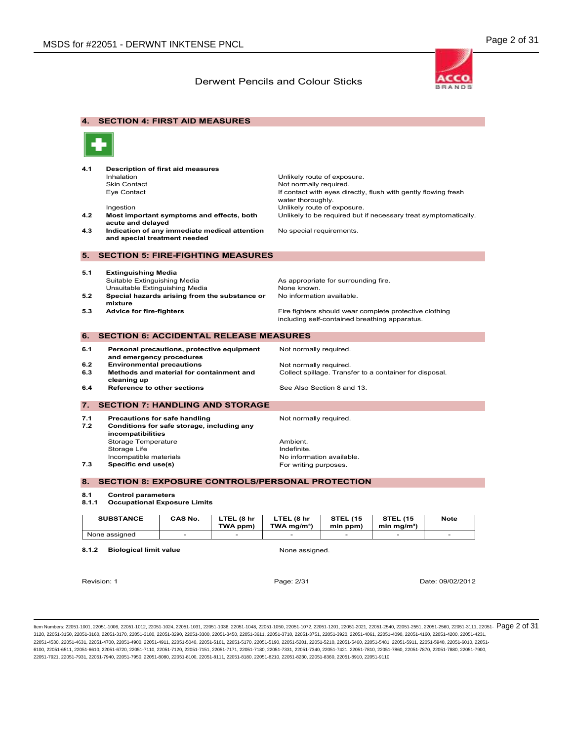## 4. SECTION 4: FIRST AID MEASURES

| | | |
|---|---|---|
| 4.1 | **Description of first aid measures** | |
| | Inhalation | Unlikely route of exposure. |
| | Skin Contact | Not normally required. |
| | Eye Contact | If contact with eyes directly, flush with gently flowing fresh water thoroughly. |
| | Ingestion | Unlikely route of exposure. |
| 4.2 | **Most important symptoms and effects, both acute and delayed** | Unlikely to be required but if necessary treat symptomatically. |
| 4.3 | **Indication of any immediate medical attention and special treatment needed** | No special requirements. |

## 5. SECTION 5: FIRE-FIGHTING MEASURES

| | | |
|---|---|---|
| 5.1 | **Extinguishing Media** | |
| | Suitable Extinguishing Media | As appropriate for surrounding fire. |
| | Unsuitable Extinguishing Media | None known. |
| 5.2 | **Special hazards arising from the substance or mixture** | No information available. |
| 5.3 | **Advice for fire-fighters** | Fire fighters should wear complete protective clothing including self-contained breathing apparatus. |

## 6. SECTION 6: ACCIDENTAL RELEASE MEASURES

| | | |
|---|---|---|
| 6.1 | **Personal precautions, protective equipment and emergency procedures** | Not normally required. |
| 6.2 | **Environmental precautions** | Not normally required. |
| 6.3 | **Methods and material for containment and cleaning up** | Collect spillage. Transfer to a container for disposal. |
| 6.4 | **Reference to other sections** | See Also Section 8 and 13. |

## 7. SECTION 7: HANDLING AND STORAGE

| | | |
|---|---|---|
| 7.1 | **Precautions for safe handling** | Not normally required. |
| 7.2 | **Conditions for safe storage, including any incompatibilities** | |
| | Storage Temperature | Ambient. |
| | Storage Life | Indefinite. |
| | Incompatible materials | No information available. |
| 7.3 | **Specific end use(s)** | For writing purposes. |

## 8. SECTION 8: EXPOSURE CONTROLS/PERSONAL PROTECTION

**8.1 Control parameters**

**8.1.1 Occupational Exposure Limits**

| SUBSTANCE | CAS No. | LTEL (8 hr TWA ppm) | LTEL (8 hr TWA mg/m³) | STEL (15 min ppm) | STEL (15 min mg/m³) | Note |
|---|---|---|---|---|---|---|
| None assigned | - | - | - | - | - | - |

**8.1.2 Biological limit value** — None assigned.

Revision: 1 Page: 2/31 Date: 09/02/2012

Item Numbers: 22051-1001, 22051-1006, 22051-1012, 22051-1024, 22051-1031, 22051-1036, 22051-1048, 22051-1050, 22051-1072, 22051-1201, 22051-2021, 22051-2540, 22051-2551, 22051-2560, 22051-3111, 22051-3120, 22051-3150, 22051-3160, 22051-3170, 22051-3180, 22051-3290, 22051-3300, 22051-3450, 22051-3611, 22051-3710, 22051-3751, 22051-3920, 22051-4061, 22051-4090, 22051-4160, 22051-4200, 22051-4231, 22051-4530, 22051-4631, 22051-4700, 22051-4900, 22051-4911, 22051-5040, 22051-5161, 22051-5170, 22051-5190, 22051-5201, 22051-5210, 22051-5460, 22051-5481, 22051-5911, 22051-5940, 22051-6010, 22051-6100, 22051-6511, 22051-6610, 22051-6720, 22051-7110, 22051-7120, 22051-7151, 22051-7171, 22051-7180, 22051-7331, 22051-7340, 22051-7421, 22051-7810, 22051-7860, 22051-7870, 22051-7880, 22051-7900, 22051-7921, 22051-7931, 22051-7940, 22051-7950, 22051-8080, 22051-8100, 22051-8111, 22051-8180, 22051-8210, 22051-8230, 22051-8360, 22051-8910, 22051-9110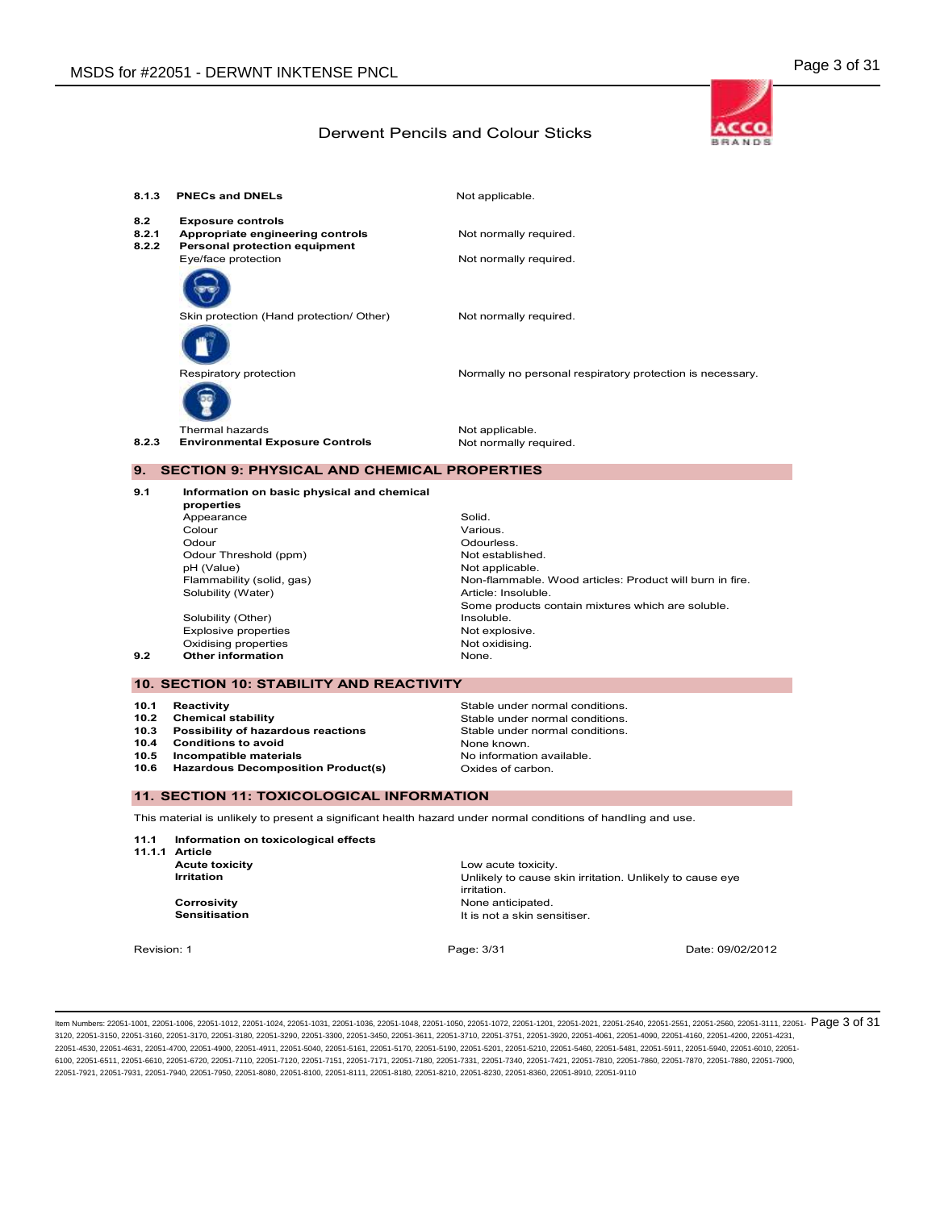**8.1.3 PNECs and DNELs** — Not applicable.

**8.2 Exposure controls**

**8.2.1 Appropriate engineering controls** — Not normally required.

**8.2.2 Personal protection equipment**

| | |
|---|---|
| Eye/face protection | Not normally required. |
| Skin protection (Hand protection/ Other) | Not normally required. |
| Respiratory protection | Normally no personal respiratory protection is necessary. |
| Thermal hazards | Not applicable. |

**8.2.3 Environmental Exposure Controls** — Not normally required.

## 9. SECTION 9: PHYSICAL AND CHEMICAL PROPERTIES

**9.1 Information on basic physical and chemical properties**

| | |
|---|---|
| Appearance | Solid. |
| Colour | Various. |
| Odour | Odourless. |
| Odour Threshold (ppm) | Not established. |
| pH (Value) | Not applicable. |
| Flammability (solid, gas) | Non-flammable. Wood articles: Product will burn in fire. |
| Solubility (Water) | Article: Insoluble. Some products contain mixtures which are soluble. |
| Solubility (Other) | Insoluble. |
| Explosive properties | Not explosive. |
| Oxidising properties | Not oxidising. |

**9.2 Other information** — None.

## 10. SECTION 10: STABILITY AND REACTIVITY

| | |
|---|---|
| **10.1 Reactivity** | Stable under normal conditions. |
| **10.2 Chemical stability** | Stable under normal conditions. |
| **10.3 Possibility of hazardous reactions** | Stable under normal conditions. |
| **10.4 Conditions to avoid** | None known. |
| **10.5 Incompatible materials** | No information available. |
| **10.6 Hazardous Decomposition Product(s)** | Oxides of carbon. |

## 11. SECTION 11: TOXICOLOGICAL INFORMATION

This material is unlikely to present a significant health hazard under normal conditions of handling and use.

**11.1 Information on toxicological effects**

**11.1.1 Article**

| | |
|---|---|
| **Acute toxicity** | Low acute toxicity. |
| **Irritation** | Unlikely to cause skin irritation. Unlikely to cause eye irritation. |
| **Corrosivity** | None anticipated. |
| **Sensitisation** | It is not a skin sensitiser. |

Revision: 1 Date: 09/02/2012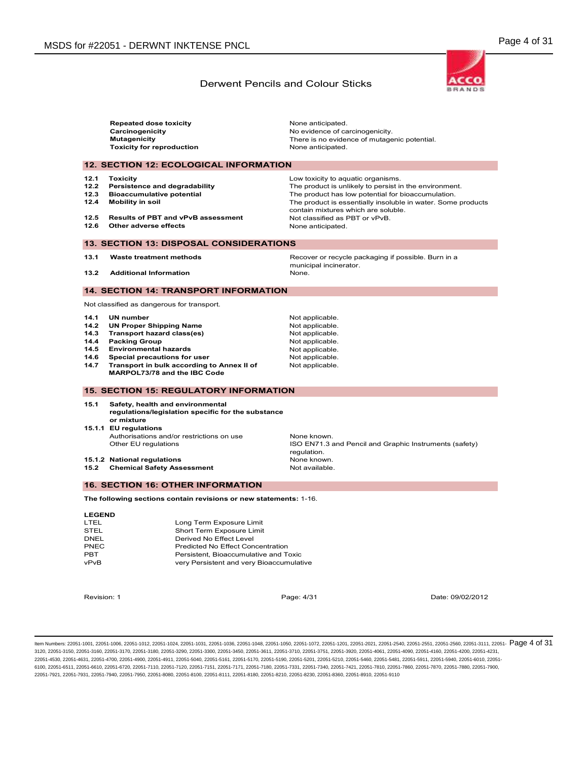| | |
|---|---|
| **Repeated dose toxicity** | None anticipated. |
| **Carcinogenicity** | No evidence of carcinogenicity. |
| **Mutagenicity** | There is no evidence of mutagenic potential. |
| **Toxicity for reproduction** | None anticipated. |

## 12. SECTION 12: ECOLOGICAL INFORMATION

| | | |
|---|---|---|
| **12.1** | **Toxicity** | Low toxicity to aquatic organisms. |
| **12.2** | **Persistence and degradability** | The product is unlikely to persist in the environment. |
| **12.3** | **Bioaccumulative potential** | The product has low potential for bioaccumulation. |
| **12.4** | **Mobility in soil** | The product is essentially insoluble in water. Some products contain mixtures which are soluble. |
| **12.5** | **Results of PBT and vPvB assessment** | Not classified as PBT or vPvB. |
| **12.6** | **Other adverse effects** | None anticipated. |

## 13. SECTION 13: DISPOSAL CONSIDERATIONS

| | | |
|---|---|---|
| **13.1** | **Waste treatment methods** | Recover or recycle packaging if possible. Burn in a municipal incinerator. |
| **13.2** | **Additional Information** | None. |

## 14. SECTION 14: TRANSPORT INFORMATION

Not classified as dangerous for transport.

| | | |
|---|---|---|
| **14.1** | **UN number** | Not applicable. |
| **14.2** | **UN Proper Shipping Name** | Not applicable. |
| **14.3** | **Transport hazard class(es)** | Not applicable. |
| **14.4** | **Packing Group** | Not applicable. |
| **14.5** | **Environmental hazards** | Not applicable. |
| **14.6** | **Special precautions for user** | Not applicable. |
| **14.7** | **Transport in bulk according to Annex II of MARPOL73/78 and the IBC Code** | Not applicable. |

## 15. SECTION 15: REGULATORY INFORMATION

**15.1 Safety, health and environmental regulations/legislation specific for the substance or mixture**

**15.1.1 EU regulations**

| | |
|---|---|
| Authorisations and/or restrictions on use | None known. |
| Other EU regulations | ISO EN71.3 and Pencil and Graphic Instruments (safety) regulation. |

| | | |
|---|---|---|
| **15.1.2** | **National regulations** | None known. |
| **15.2** | **Chemical Safety Assessment** | Not available. |

## 16. SECTION 16: OTHER INFORMATION

**The following sections contain revisions or new statements:** 1-16.

**LEGEND**

| | |
|---|---|
| LTEL | Long Term Exposure Limit |
| STEL | Short Term Exposure Limit |
| DNEL | Derived No Effect Level |
| PNEC | Predicted No Effect Concentration |
| PBT | Persistent, Bioaccumulative and Toxic |
| vPvB | very Persistent and very Bioaccumulative |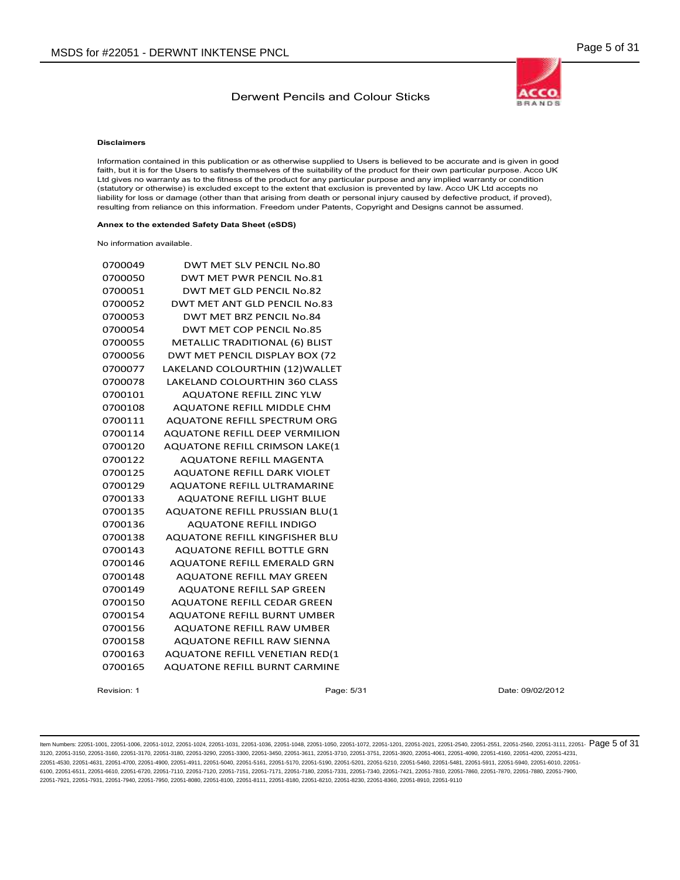**Disclaimers**

Information contained in this publication or as otherwise supplied to Users is believed to be accurate and is given in good faith, but it is for the Users to satisfy themselves of the suitability of the product for their own particular purpose. Acco UK Ltd gives no warranty as to the fitness of the product for any particular purpose and any implied warranty or condition (statutory or otherwise) is excluded except to the extent that exclusion is prevented by law. Acco UK Ltd accepts no liability for loss or damage (other than that arising from death or personal injury caused by defective product, if proved), resulting from reliance on this information. Freedom under Patents, Copyright and Designs cannot be assumed.

**Annex to the extended Safety Data Sheet (eSDS)**

No information available.

| | |
|---|---|
| 0700049 | DWT MET SLV PENCIL No.80 |
| 0700050 | DWT MET PWR PENCIL No.81 |
| 0700051 | DWT MET GLD PENCIL No.82 |
| 0700052 | DWT MET ANT GLD PENCIL No.83 |
| 0700053 | DWT MET BRZ PENCIL No.84 |
| 0700054 | DWT MET COP PENCIL No.85 |
| 0700055 | METALLIC TRADITIONAL (6) BLIST |
| 0700056 | DWT MET PENCIL DISPLAY BOX (72 |
| 0700077 | LAKELAND COLOURTHIN (12)WALLET |
| 0700078 | LAKELAND COLOURTHIN 360 CLASS |
| 0700101 | AQUATONE REFILL ZINC YLW |
| 0700108 | AQUATONE REFILL MIDDLE CHM |
| 0700111 | AQUATONE REFILL SPECTRUM ORG |
| 0700114 | AQUATONE REFILL DEEP VERMILION |
| 0700120 | AQUATONE REFILL CRIMSON LAKE(1 |
| 0700122 | AQUATONE REFILL MAGENTA |
| 0700125 | AQUATONE REFILL DARK VIOLET |
| 0700129 | AQUATONE REFILL ULTRAMARINE |
| 0700133 | AQUATONE REFILL LIGHT BLUE |
| 0700135 | AQUATONE REFILL PRUSSIAN BLU(1 |
| 0700136 | AQUATONE REFILL INDIGO |
| 0700138 | AQUATONE REFILL KINGFISHER BLU |
| 0700143 | AQUATONE REFILL BOTTLE GRN |
| 0700146 | AQUATONE REFILL EMERALD GRN |
| 0700148 | AQUATONE REFILL MAY GREEN |
| 0700149 | AQUATONE REFILL SAP GREEN |
| 0700150 | AQUATONE REFILL CEDAR GREEN |
| 0700154 | AQUATONE REFILL BURNT UMBER |
| 0700156 | AQUATONE REFILL RAW UMBER |
| 0700158 | AQUATONE REFILL RAW SIENNA |
| 0700163 | AQUATONE REFILL VENETIAN RED(1 |
| 0700165 | AQUATONE REFILL BURNT CARMINE |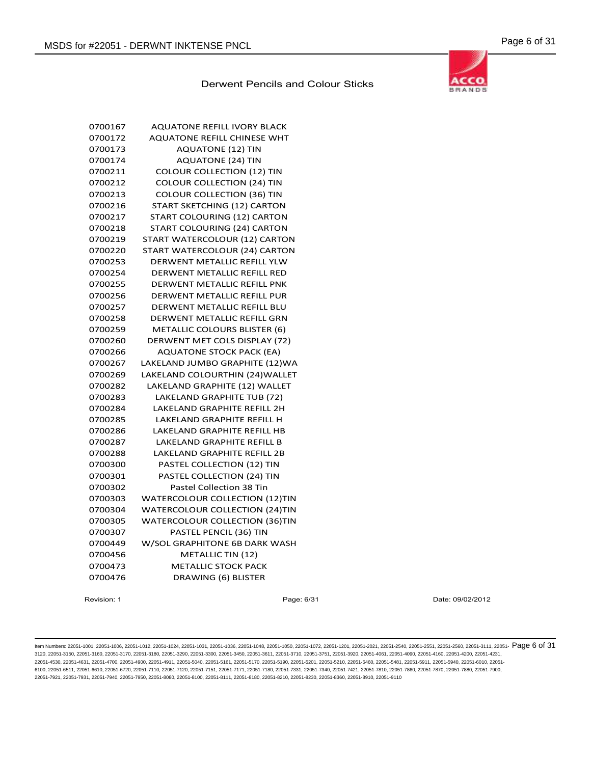Derwent Pencils and Colour Sticks

| | |
|---|---|
| 0700167 | AQUATONE REFILL IVORY BLACK |
| 0700172 | AQUATONE REFILL CHINESE WHT |
| 0700173 | AQUATONE (12) TIN |
| 0700174 | AQUATONE (24) TIN |
| 0700211 | COLOUR COLLECTION (12) TIN |
| 0700212 | COLOUR COLLECTION (24) TIN |
| 0700213 | COLOUR COLLECTION (36) TIN |
| 0700216 | START SKETCHING (12) CARTON |
| 0700217 | START COLOURING (12) CARTON |
| 0700218 | START COLOURING (24) CARTON |
| 0700219 | START WATERCOLOUR (12) CARTON |
| 0700220 | START WATERCOLOUR (24) CARTON |
| 0700253 | DERWENT METALLIC REFILL YLW |
| 0700254 | DERWENT METALLIC REFILL RED |
| 0700255 | DERWENT METALLIC REFILL PNK |
| 0700256 | DERWENT METALLIC REFILL PUR |
| 0700257 | DERWENT METALLIC REFILL BLU |
| 0700258 | DERWENT METALLIC REFILL GRN |
| 0700259 | METALLIC COLOURS BLISTER (6) |
| 0700260 | DERWENT MET COLS DISPLAY (72) |
| 0700266 | AQUATONE STOCK PACK (EA) |
| 0700267 | LAKELAND JUMBO GRAPHITE (12)WA |
| 0700269 | LAKELAND COLOURTHIN (24)WALLET |
| 0700282 | LAKELAND GRAPHITE (12) WALLET |
| 0700283 | LAKELAND GRAPHITE TUB (72) |
| 0700284 | LAKELAND GRAPHITE REFILL 2H |
| 0700285 | LAKELAND GRAPHITE REFILL H |
| 0700286 | LAKELAND GRAPHITE REFILL HB |
| 0700287 | LAKELAND GRAPHITE REFILL B |
| 0700288 | LAKELAND GRAPHITE REFILL 2B |
| 0700300 | PASTEL COLLECTION (12) TIN |
| 0700301 | PASTEL COLLECTION (24) TIN |
| 0700302 | Pastel Collection 38 Tin |
| 0700303 | WATERCOLOUR COLLECTION (12)TIN |
| 0700304 | WATERCOLOUR COLLECTION (24)TIN |
| 0700305 | WATERCOLOUR COLLECTION (36)TIN |
| 0700307 | PASTEL PENCIL (36) TIN |
| 0700449 | W/SOL GRAPHITONE 6B DARK WASH |
| 0700456 | METALLIC TIN (12) |
| 0700473 | METALLIC STOCK PACK |
| 0700476 | DRAWING (6) BLISTER |

Revision: 1 Page: 6/31 Date: 09/02/2012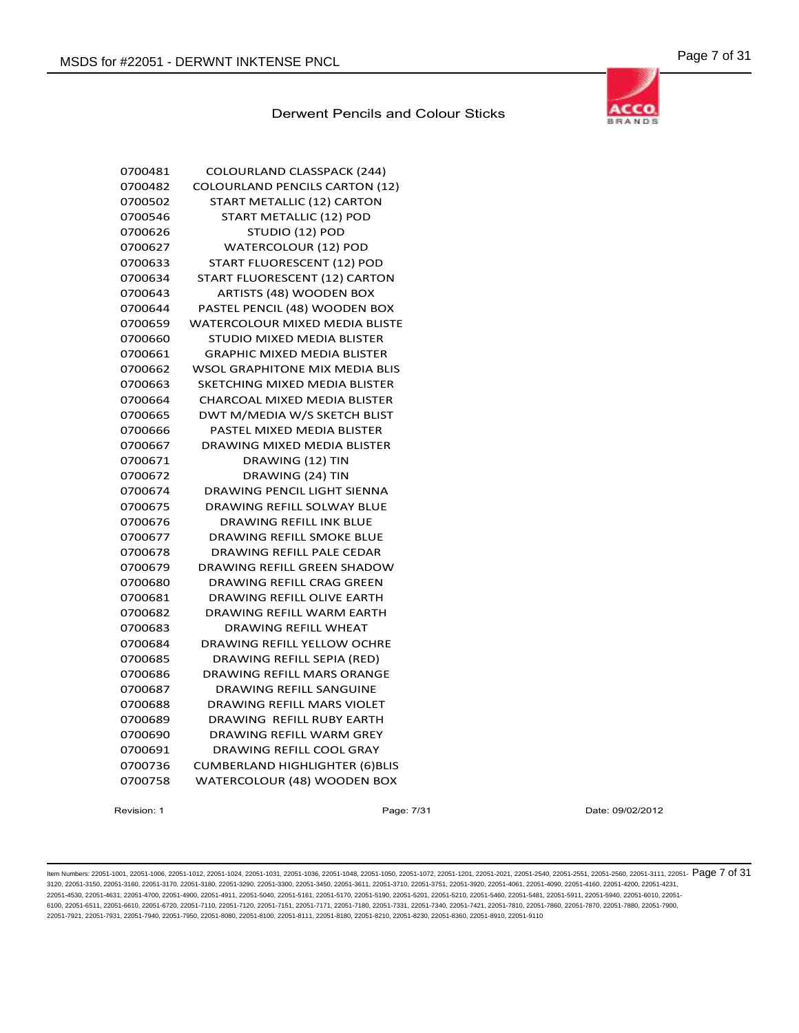Derwent Pencils and Colour Sticks

| | |
|---|---|
| 0700481 | COLOURLAND CLASSPACK (244) |
| 0700482 | COLOURLAND PENCILS CARTON (12) |
| 0700502 | START METALLIC (12) CARTON |
| 0700546 | START METALLIC (12) POD |
| 0700626 | STUDIO (12) POD |
| 0700627 | WATERCOLOUR (12) POD |
| 0700633 | START FLUORESCENT (12) POD |
| 0700634 | START FLUORESCENT (12) CARTON |
| 0700643 | ARTISTS (48) WOODEN BOX |
| 0700644 | PASTEL PENCIL (48) WOODEN BOX |
| 0700659 | WATERCOLOUR MIXED MEDIA BLISTE |
| 0700660 | STUDIO MIXED MEDIA BLISTER |
| 0700661 | GRAPHIC MIXED MEDIA BLISTER |
| 0700662 | WSOL GRAPHITONE MIX MEDIA BLIS |
| 0700663 | SKETCHING MIXED MEDIA BLISTER |
| 0700664 | CHARCOAL MIXED MEDIA BLISTER |
| 0700665 | DWT M/MEDIA W/S SKETCH BLIST |
| 0700666 | PASTEL MIXED MEDIA BLISTER |
| 0700667 | DRAWING MIXED MEDIA BLISTER |
| 0700671 | DRAWING (12) TIN |
| 0700672 | DRAWING (24) TIN |
| 0700674 | DRAWING PENCIL LIGHT SIENNA |
| 0700675 | DRAWING REFILL SOLWAY BLUE |
| 0700676 | DRAWING REFILL INK BLUE |
| 0700677 | DRAWING REFILL SMOKE BLUE |
| 0700678 | DRAWING REFILL PALE CEDAR |
| 0700679 | DRAWING REFILL GREEN SHADOW |
| 0700680 | DRAWING REFILL CRAG GREEN |
| 0700681 | DRAWING REFILL OLIVE EARTH |
| 0700682 | DRAWING REFILL WARM EARTH |
| 0700683 | DRAWING REFILL WHEAT |
| 0700684 | DRAWING REFILL YELLOW OCHRE |
| 0700685 | DRAWING REFILL SEPIA (RED) |
| 0700686 | DRAWING REFILL MARS ORANGE |
| 0700687 | DRAWING REFILL SANGUINE |
| 0700688 | DRAWING REFILL MARS VIOLET |
| 0700689 | DRAWING REFILL RUBY EARTH |
| 0700690 | DRAWING REFILL WARM GREY |
| 0700691 | DRAWING REFILL COOL GRAY |
| 0700736 | CUMBERLAND HIGHLIGHTER (6)BLIS |
| 0700758 | WATERCOLOUR (48) WOODEN BOX |

Revision: 1 Page: 7/31 Date: 09/02/2012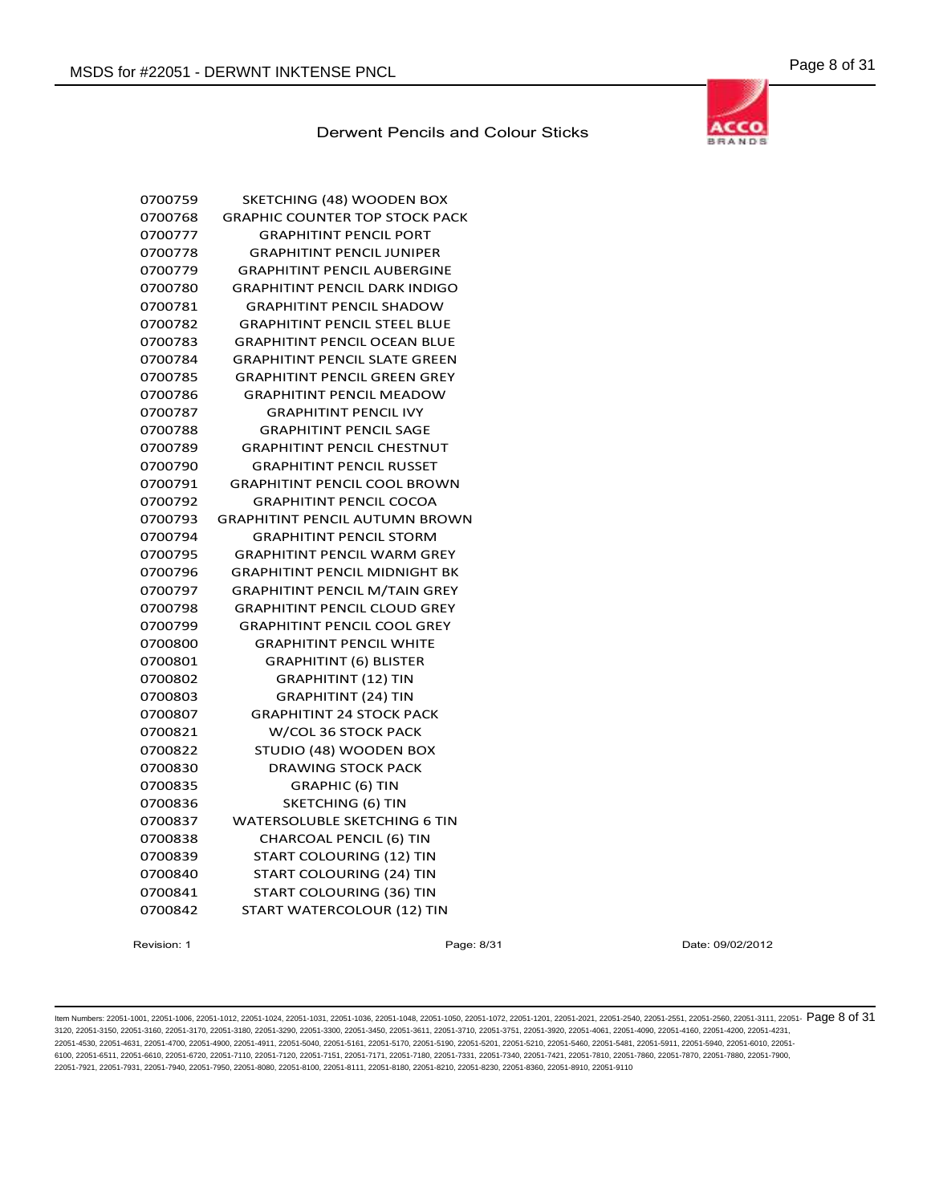Derwent Pencils and Colour Sticks

| | |
|---|---|
| 0700759 | SKETCHING (48) WOODEN BOX |
| 0700768 | GRAPHIC COUNTER TOP STOCK PACK |
| 0700777 | GRAPHITINT PENCIL PORT |
| 0700778 | GRAPHITINT PENCIL JUNIPER |
| 0700779 | GRAPHITINT PENCIL AUBERGINE |
| 0700780 | GRAPHITINT PENCIL DARK INDIGO |
| 0700781 | GRAPHITINT PENCIL SHADOW |
| 0700782 | GRAPHITINT PENCIL STEEL BLUE |
| 0700783 | GRAPHITINT PENCIL OCEAN BLUE |
| 0700784 | GRAPHITINT PENCIL SLATE GREEN |
| 0700785 | GRAPHITINT PENCIL GREEN GREY |
| 0700786 | GRAPHITINT PENCIL MEADOW |
| 0700787 | GRAPHITINT PENCIL IVY |
| 0700788 | GRAPHITINT PENCIL SAGE |
| 0700789 | GRAPHITINT PENCIL CHESTNUT |
| 0700790 | GRAPHITINT PENCIL RUSSET |
| 0700791 | GRAPHITINT PENCIL COOL BROWN |
| 0700792 | GRAPHITINT PENCIL COCOA |
| 0700793 | GRAPHITINT PENCIL AUTUMN BROWN |
| 0700794 | GRAPHITINT PENCIL STORM |
| 0700795 | GRAPHITINT PENCIL WARM GREY |
| 0700796 | GRAPHITINT PENCIL MIDNIGHT BK |
| 0700797 | GRAPHITINT PENCIL M/TAIN GREY |
| 0700798 | GRAPHITINT PENCIL CLOUD GREY |
| 0700799 | GRAPHITINT PENCIL COOL GREY |
| 0700800 | GRAPHITINT PENCIL WHITE |
| 0700801 | GRAPHITINT (6) BLISTER |
| 0700802 | GRAPHITINT (12) TIN |
| 0700803 | GRAPHITINT (24) TIN |
| 0700807 | GRAPHITINT 24 STOCK PACK |
| 0700821 | W/COL 36 STOCK PACK |
| 0700822 | STUDIO (48) WOODEN BOX |
| 0700830 | DRAWING STOCK PACK |
| 0700835 | GRAPHIC (6) TIN |
| 0700836 | SKETCHING (6) TIN |
| 0700837 | WATERSOLUBLE SKETCHING 6 TIN |
| 0700838 | CHARCOAL PENCIL (6) TIN |
| 0700839 | START COLOURING (12) TIN |
| 0700840 | START COLOURING (24) TIN |
| 0700841 | START COLOURING (36) TIN |
| 0700842 | START WATERCOLOUR (12) TIN |

Revision: 1 Date: 09/02/2012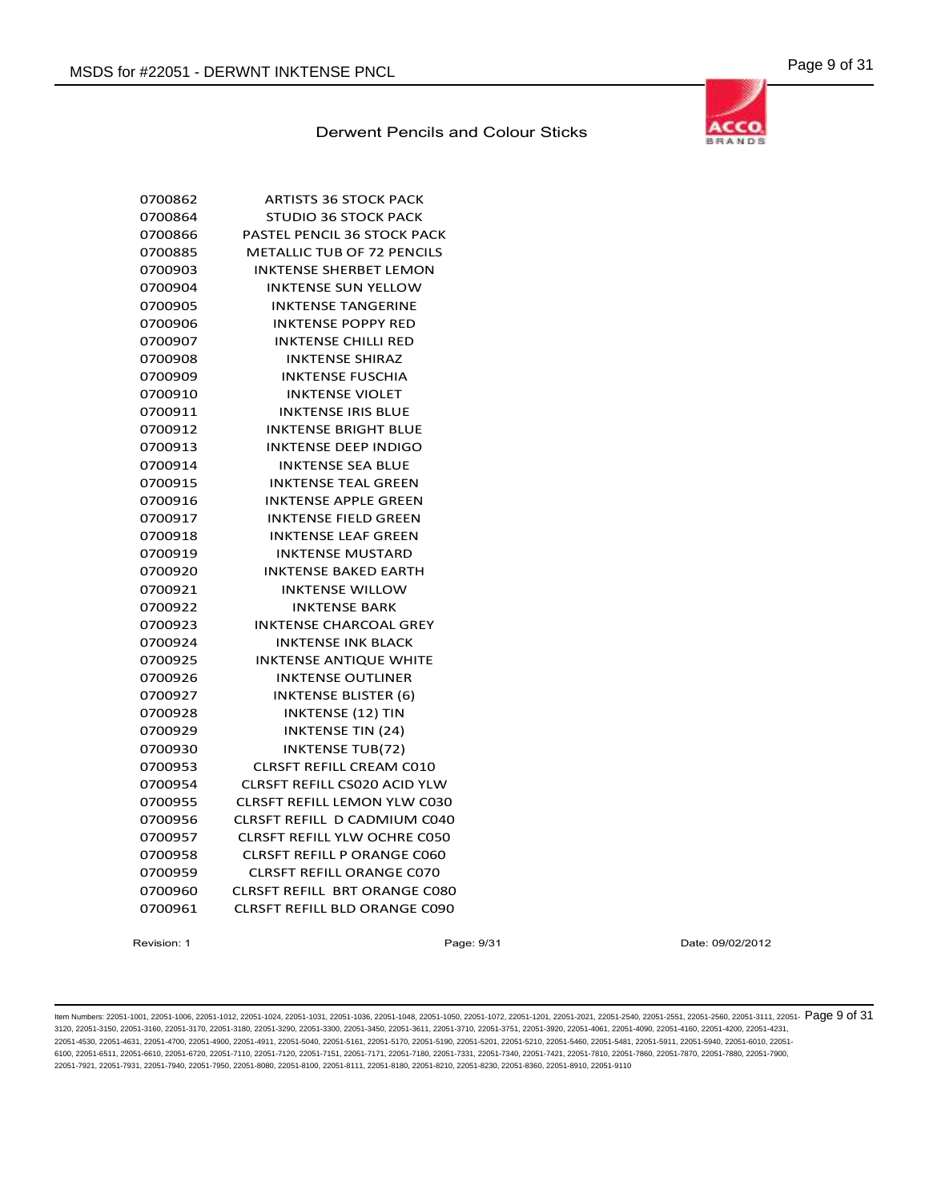Derwent Pencils and Colour Sticks

| | |
|---|---|
| 0700862 | ARTISTS 36 STOCK PACK |
| 0700864 | STUDIO 36 STOCK PACK |
| 0700866 | PASTEL PENCIL 36 STOCK PACK |
| 0700885 | METALLIC TUB OF 72 PENCILS |
| 0700903 | INKTENSE SHERBET LEMON |
| 0700904 | INKTENSE SUN YELLOW |
| 0700905 | INKTENSE TANGERINE |
| 0700906 | INKTENSE POPPY RED |
| 0700907 | INKTENSE CHILLI RED |
| 0700908 | INKTENSE SHIRAZ |
| 0700909 | INKTENSE FUSCHIA |
| 0700910 | INKTENSE VIOLET |
| 0700911 | INKTENSE IRIS BLUE |
| 0700912 | INKTENSE BRIGHT BLUE |
| 0700913 | INKTENSE DEEP INDIGO |
| 0700914 | INKTENSE SEA BLUE |
| 0700915 | INKTENSE TEAL GREEN |
| 0700916 | INKTENSE APPLE GREEN |
| 0700917 | INKTENSE FIELD GREEN |
| 0700918 | INKTENSE LEAF GREEN |
| 0700919 | INKTENSE MUSTARD |
| 0700920 | INKTENSE BAKED EARTH |
| 0700921 | INKTENSE WILLOW |
| 0700922 | INKTENSE BARK |
| 0700923 | INKTENSE CHARCOAL GREY |
| 0700924 | INKTENSE INK BLACK |
| 0700925 | INKTENSE ANTIQUE WHITE |
| 0700926 | INKTENSE OUTLINER |
| 0700927 | INKTENSE BLISTER (6) |
| 0700928 | INKTENSE (12) TIN |
| 0700929 | INKTENSE TIN (24) |
| 0700930 | INKTENSE TUB(72) |
| 0700953 | CLRSFT REFILL CREAM C010 |
| 0700954 | CLRSFT REFILL CS020 ACID YLW |
| 0700955 | CLRSFT REFILL LEMON YLW C030 |
| 0700956 | CLRSFT REFILL D CADMIUM C040 |
| 0700957 | CLRSFT REFILL YLW OCHRE C050 |
| 0700958 | CLRSFT REFILL P ORANGE C060 |
| 0700959 | CLRSFT REFILL ORANGE C070 |
| 0700960 | CLRSFT REFILL BRT ORANGE C080 |
| 0700961 | CLRSFT REFILL BLD ORANGE C090 |

Revision: 1 Date: 09/02/2012

Item Numbers: 22051-1001, 22051-1006, 22051-1012, 22051-1024, 22051-1031, 22051-1036, 22051-1048, 22051-1050, 22051-1072, 22051-1201, 22051-2021, 22051-2540, 22051-2551, 22051-2560, 22051-3111, 22051-3120, 22051-3150, 22051-3160, 22051-3170, 22051-3180, 22051-3290, 22051-3300, 22051-3450, 22051-3611, 22051-3710, 22051-3751, 22051-3920, 22051-4061, 22051-4090, 22051-4160, 22051-4200, 22051-4231, 22051-4530, 22051-4631, 22051-4700, 22051-4900, 22051-4911, 22051-5040, 22051-5161, 22051-5170, 22051-5190, 22051-5201, 22051-5210, 22051-5460, 22051-5481, 22051-5911, 22051-5940, 22051-6010, 22051-6100, 22051-6511, 22051-6610, 22051-6720, 22051-7110, 22051-7120, 22051-7151, 22051-7171, 22051-7180, 22051-7331, 22051-7340, 22051-7421, 22051-7810, 22051-7860, 22051-7870, 22051-7880, 22051-7900, 22051-7921, 22051-7931, 22051-7940, 22051-7950, 22051-8080, 22051-8100, 22051-8111, 22051-8180, 22051-8210, 22051-8230, 22051-8360, 22051-8910, 22051-9110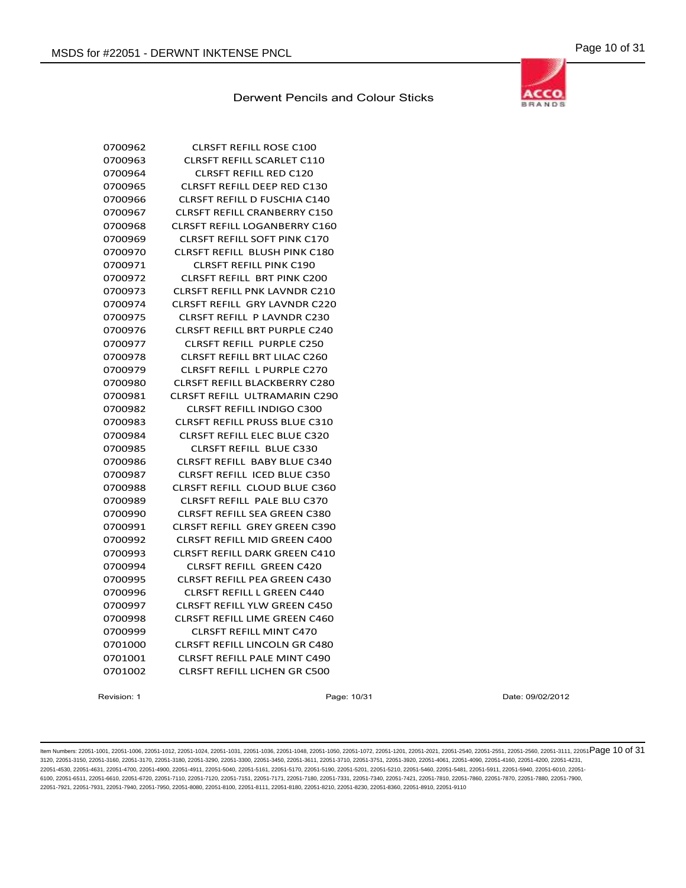Derwent Pencils and Colour Sticks

| | |
|---|---|
| 0700962 | CLRSFT REFILL ROSE C100 |
| 0700963 | CLRSFT REFILL SCARLET C110 |
| 0700964 | CLRSFT REFILL RED C120 |
| 0700965 | CLRSFT REFILL DEEP RED C130 |
| 0700966 | CLRSFT REFILL D FUSCHIA C140 |
| 0700967 | CLRSFT REFILL CRANBERRY C150 |
| 0700968 | CLRSFT REFILL LOGANBERRY C160 |
| 0700969 | CLRSFT REFILL SOFT PINK C170 |
| 0700970 | CLRSFT REFILL BLUSH PINK C180 |
| 0700971 | CLRSFT REFILL PINK C190 |
| 0700972 | CLRSFT REFILL BRT PINK C200 |
| 0700973 | CLRSFT REFILL PNK LAVNDR C210 |
| 0700974 | CLRSFT REFILL GRY LAVNDR C220 |
| 0700975 | CLRSFT REFILL P LAVNDR C230 |
| 0700976 | CLRSFT REFILL BRT PURPLE C240 |
| 0700977 | CLRSFT REFILL PURPLE C250 |
| 0700978 | CLRSFT REFILL BRT LILAC C260 |
| 0700979 | CLRSFT REFILL L PURPLE C270 |
| 0700980 | CLRSFT REFILL BLACKBERRY C280 |
| 0700981 | CLRSFT REFILL ULTRAMARIN C290 |
| 0700982 | CLRSFT REFILL INDIGO C300 |
| 0700983 | CLRSFT REFILL PRUSS BLUE C310 |
| 0700984 | CLRSFT REFILL ELEC BLUE C320 |
| 0700985 | CLRSFT REFILL BLUE C330 |
| 0700986 | CLRSFT REFILL BABY BLUE C340 |
| 0700987 | CLRSFT REFILL ICED BLUE C350 |
| 0700988 | CLRSFT REFILL CLOUD BLUE C360 |
| 0700989 | CLRSFT REFILL PALE BLU C370 |
| 0700990 | CLRSFT REFILL SEA GREEN C380 |
| 0700991 | CLRSFT REFILL GREY GREEN C390 |
| 0700992 | CLRSFT REFILL MID GREEN C400 |
| 0700993 | CLRSFT REFILL DARK GREEN C410 |
| 0700994 | CLRSFT REFILL GREEN C420 |
| 0700995 | CLRSFT REFILL PEA GREEN C430 |
| 0700996 | CLRSFT REFILL L GREEN C440 |
| 0700997 | CLRSFT REFILL YLW GREEN C450 |
| 0700998 | CLRSFT REFILL LIME GREEN C460 |
| 0700999 | CLRSFT REFILL MINT C470 |
| 0701000 | CLRSFT REFILL LINCOLN GR C480 |
| 0701001 | CLRSFT REFILL PALE MINT C490 |
| 0701002 | CLRSFT REFILL LICHEN GR C500 |

Revision: 1 Date: 09/02/2012

Item Numbers: 22051-1001, 22051-1006, 22051-1012, 22051-1024, 22051-1031, 22051-1036, 22051-1048, 22051-1050, 22051-1072, 22051-1201, 22051-2021, 22051-2540, 22051-2551, 22051-2560, 22051-3111, 22051-3120, 22051-3150, 22051-3160, 22051-3170, 22051-3180, 22051-3290, 22051-3300, 22051-3450, 22051-3611, 22051-3710, 22051-3751, 22051-3920, 22051-4061, 22051-4090, 22051-4160, 22051-4200, 22051-4231, 22051-4530, 22051-4631, 22051-4700, 22051-4900, 22051-4911, 22051-5040, 22051-5161, 22051-5170, 22051-5190, 22051-5201, 22051-5210, 22051-5460, 22051-5481, 22051-5911, 22051-5940, 22051-6010, 22051-6100, 22051-6511, 22051-6610, 22051-6720, 22051-7110, 22051-7120, 22051-7151, 22051-7171, 22051-7180, 22051-7331, 22051-7340, 22051-7421, 22051-7810, 22051-7860, 22051-7870, 22051-7880, 22051-7900, 22051-7921, 22051-7931, 22051-7940, 22051-7950, 22051-8080, 22051-8100, 22051-8111, 22051-8180, 22051-8210, 22051-8230, 22051-8360, 22051-8910, 22051-9110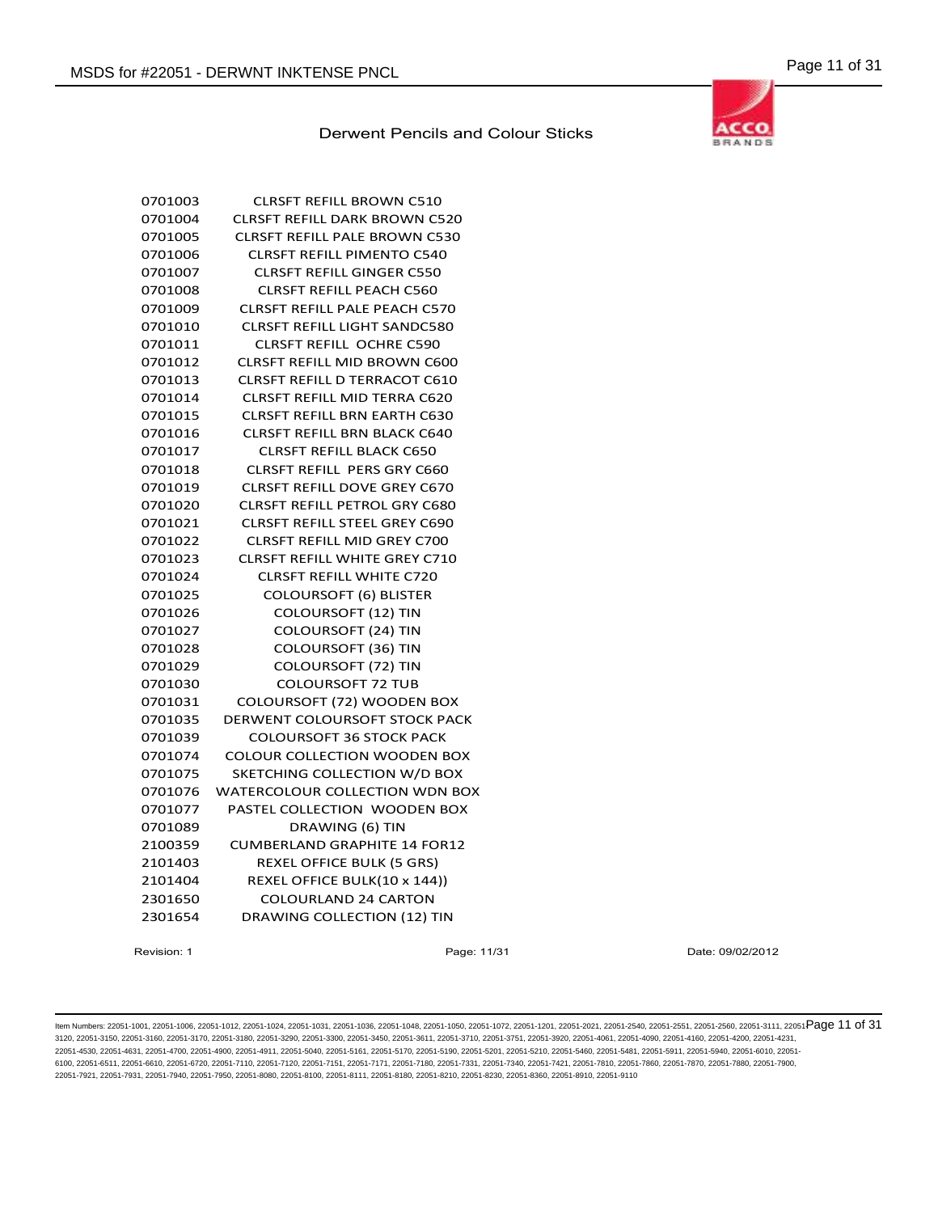## Derwent Pencils and Colour Sticks

| | |
|---|---|
| 0701003 | CLRSFT REFILL BROWN C510 |
| 0701004 | CLRSFT REFILL DARK BROWN C520 |
| 0701005 | CLRSFT REFILL PALE BROWN C530 |
| 0701006 | CLRSFT REFILL PIMENTO C540 |
| 0701007 | CLRSFT REFILL GINGER C550 |
| 0701008 | CLRSFT REFILL PEACH C560 |
| 0701009 | CLRSFT REFILL PALE PEACH C570 |
| 0701010 | CLRSFT REFILL LIGHT SANDC580 |
| 0701011 | CLRSFT REFILL OCHRE C590 |
| 0701012 | CLRSFT REFILL MID BROWN C600 |
| 0701013 | CLRSFT REFILL D TERRACOT C610 |
| 0701014 | CLRSFT REFILL MID TERRA C620 |
| 0701015 | CLRSFT REFILL BRN EARTH C630 |
| 0701016 | CLRSFT REFILL BRN BLACK C640 |
| 0701017 | CLRSFT REFILL BLACK C650 |
| 0701018 | CLRSFT REFILL PERS GRY C660 |
| 0701019 | CLRSFT REFILL DOVE GREY C670 |
| 0701020 | CLRSFT REFILL PETROL GRY C680 |
| 0701021 | CLRSFT REFILL STEEL GREY C690 |
| 0701022 | CLRSFT REFILL MID GREY C700 |
| 0701023 | CLRSFT REFILL WHITE GREY C710 |
| 0701024 | CLRSFT REFILL WHITE C720 |
| 0701025 | COLOURSOFT (6) BLISTER |
| 0701026 | COLOURSOFT (12) TIN |
| 0701027 | COLOURSOFT (24) TIN |
| 0701028 | COLOURSOFT (36) TIN |
| 0701029 | COLOURSOFT (72) TIN |
| 0701030 | COLOURSOFT 72 TUB |
| 0701031 | COLOURSOFT (72) WOODEN BOX |
| 0701035 | DERWENT COLOURSOFT STOCK PACK |
| 0701039 | COLOURSOFT 36 STOCK PACK |
| 0701074 | COLOUR COLLECTION WOODEN BOX |
| 0701075 | SKETCHING COLLECTION W/D BOX |
| 0701076 | WATERCOLOUR COLLECTION WDN BOX |
| 0701077 | PASTEL COLLECTION WOODEN BOX |
| 0701089 | DRAWING (6) TIN |
| 2100359 | CUMBERLAND GRAPHITE 14 FOR12 |
| 2101403 | REXEL OFFICE BULK (5 GRS) |
| 2101404 | REXEL OFFICE BULK(10 x 144)) |
| 2301650 | COLOURLAND 24 CARTON |
| 2301654 | DRAWING COLLECTION (12) TIN |

Revision: 1 | Date: 09/02/2012

Item Numbers: 22051-1001, 22051-1006, 22051-1012, 22051-1024, 22051-1031, 22051-1036, 22051-1048, 22051-1050, 22051-1072, 22051-1201, 22051-2021, 22051-2540, 22051-2551, 22051-2560, 22051-3111, 22051-3120, 22051-3150, 22051-3160, 22051-3170, 22051-3180, 22051-3290, 22051-3300, 22051-3450, 22051-3611, 22051-3710, 22051-3751, 22051-3920, 22051-4061, 22051-4090, 22051-4160, 22051-4200, 22051-4231, 22051-4530, 22051-4631, 22051-4700, 22051-4900, 22051-4911, 22051-5040, 22051-5161, 22051-5170, 22051-5190, 22051-5201, 22051-5210, 22051-5460, 22051-5481, 22051-5911, 22051-5940, 22051-6010, 22051-6100, 22051-6511, 22051-6610, 22051-6720, 22051-7110, 22051-7120, 22051-7151, 22051-7171, 22051-7180, 22051-7331, 22051-7340, 22051-7421, 22051-7810, 22051-7860, 22051-7870, 22051-7880, 22051-7900, 22051-7921, 22051-7931, 22051-7940, 22051-7950, 22051-8080, 22051-8100, 22051-8111, 22051-8180, 22051-8210, 22051-8230, 22051-8360, 22051-8910, 22051-9110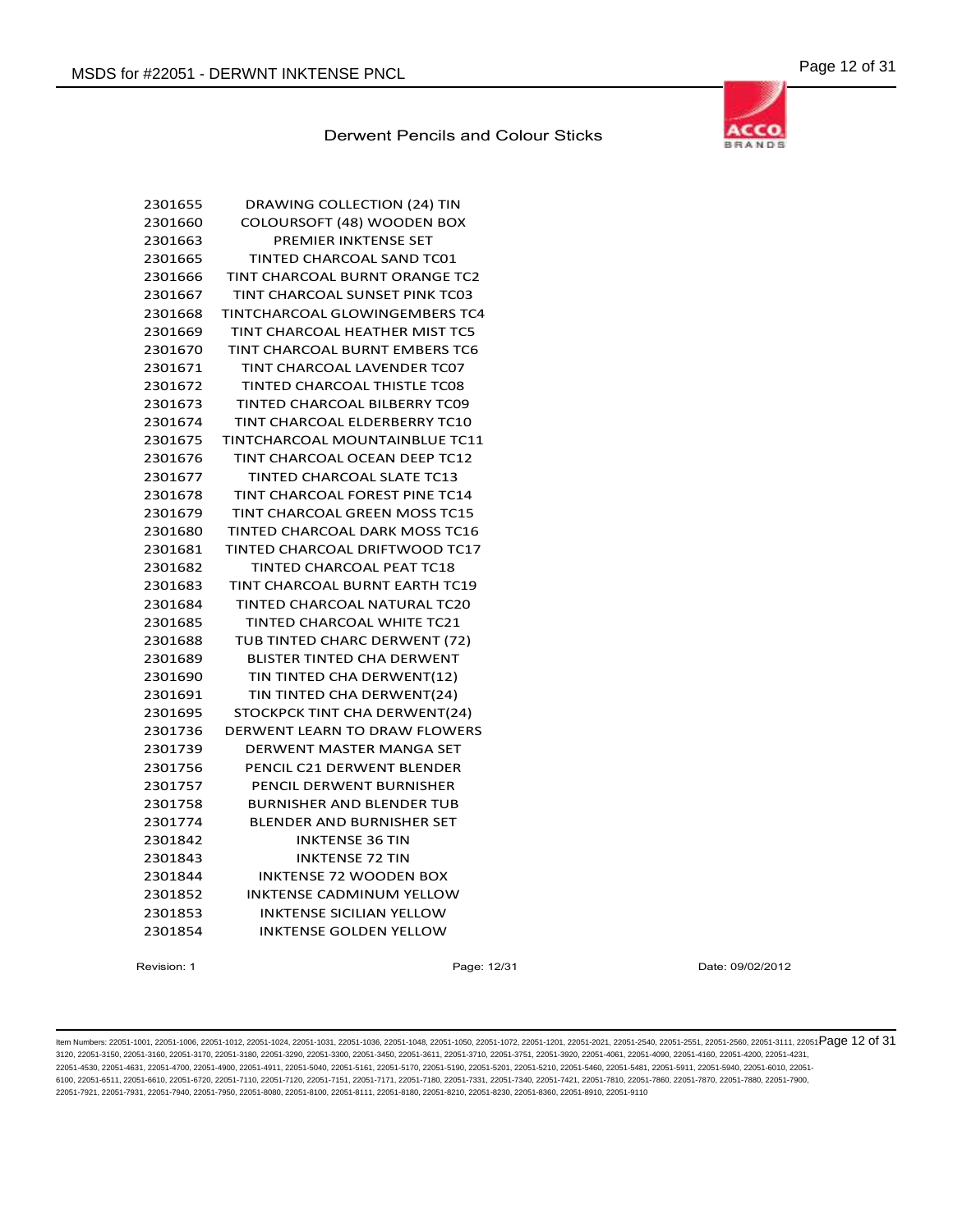## Derwent Pencils and Colour Sticks

| | |
|---|---|
| 2301655 | DRAWING COLLECTION (24) TIN |
| 2301660 | COLOURSOFT (48) WOODEN BOX |
| 2301663 | PREMIER INKTENSE SET |
| 2301665 | TINTED CHARCOAL SAND TC01 |
| 2301666 | TINT CHARCOAL BURNT ORANGE TC2 |
| 2301667 | TINT CHARCOAL SUNSET PINK TC03 |
| 2301668 | TINTCHARCOAL GLOWINGEMBERS TC4 |
| 2301669 | TINT CHARCOAL HEATHER MIST TC5 |
| 2301670 | TINT CHARCOAL BURNT EMBERS TC6 |
| 2301671 | TINT CHARCOAL LAVENDER TC07 |
| 2301672 | TINTED CHARCOAL THISTLE TC08 |
| 2301673 | TINTED CHARCOAL BILBERRY TC09 |
| 2301674 | TINT CHARCOAL ELDERBERRY TC10 |
| 2301675 | TINTCHARCOAL MOUNTAINBLUE TC11 |
| 2301676 | TINT CHARCOAL OCEAN DEEP TC12 |
| 2301677 | TINTED CHARCOAL SLATE TC13 |
| 2301678 | TINT CHARCOAL FOREST PINE TC14 |
| 2301679 | TINT CHARCOAL GREEN MOSS TC15 |
| 2301680 | TINTED CHARCOAL DARK MOSS TC16 |
| 2301681 | TINTED CHARCOAL DRIFTWOOD TC17 |
| 2301682 | TINTED CHARCOAL PEAT TC18 |
| 2301683 | TINT CHARCOAL BURNT EARTH TC19 |
| 2301684 | TINTED CHARCOAL NATURAL TC20 |
| 2301685 | TINTED CHARCOAL WHITE TC21 |
| 2301688 | TUB TINTED CHARC DERWENT (72) |
| 2301689 | BLISTER TINTED CHA DERWENT |
| 2301690 | TIN TINTED CHA DERWENT(12) |
| 2301691 | TIN TINTED CHA DERWENT(24) |
| 2301695 | STOCKPCK TINT CHA DERWENT(24) |
| 2301736 | DERWENT LEARN TO DRAW FLOWERS |
| 2301739 | DERWENT MASTER MANGA SET |
| 2301756 | PENCIL C21 DERWENT BLENDER |
| 2301757 | PENCIL DERWENT BURNISHER |
| 2301758 | BURNISHER AND BLENDER TUB |
| 2301774 | BLENDER AND BURNISHER SET |
| 2301842 | INKTENSE 36 TIN |
| 2301843 | INKTENSE 72 TIN |
| 2301844 | INKTENSE 72 WOODEN BOX |
| 2301852 | INKTENSE CADMINUM YELLOW |
| 2301853 | INKTENSE SICILIAN YELLOW |
| 2301854 | INKTENSE GOLDEN YELLOW |

Revision: 1 Date: 09/02/2012

Item Numbers: 22051-1001, 22051-1006, 22051-1012, 22051-1024, 22051-1031, 22051-1036, 22051-1048, 22051-1050, 22051-1072, 22051-1201, 22051-2021, 22051-2540, 22051-2551, 22051-2560, 22051-3111, 22051-3120, 22051-3150, 22051-3160, 22051-3170, 22051-3180, 22051-3290, 22051-3300, 22051-3450, 22051-3611, 22051-3710, 22051-3751, 22051-3920, 22051-4061, 22051-4090, 22051-4160, 22051-4200, 22051-4231, 22051-4530, 22051-4631, 22051-4700, 22051-4900, 22051-4911, 22051-5040, 22051-5161, 22051-5170, 22051-5190, 22051-5201, 22051-5210, 22051-5460, 22051-5481, 22051-5911, 22051-5940, 22051-6010, 22051-6100, 22051-6511, 22051-6610, 22051-6720, 22051-7110, 22051-7120, 22051-7151, 22051-7171, 22051-7180, 22051-7331, 22051-7340, 22051-7421, 22051-7810, 22051-7860, 22051-7870, 22051-7880, 22051-7900, 22051-7921, 22051-7931, 22051-7940, 22051-7950, 22051-8080, 22051-8100, 22051-8111, 22051-8180, 22051-8210, 22051-8230, 22051-8360, 22051-8910, 22051-9110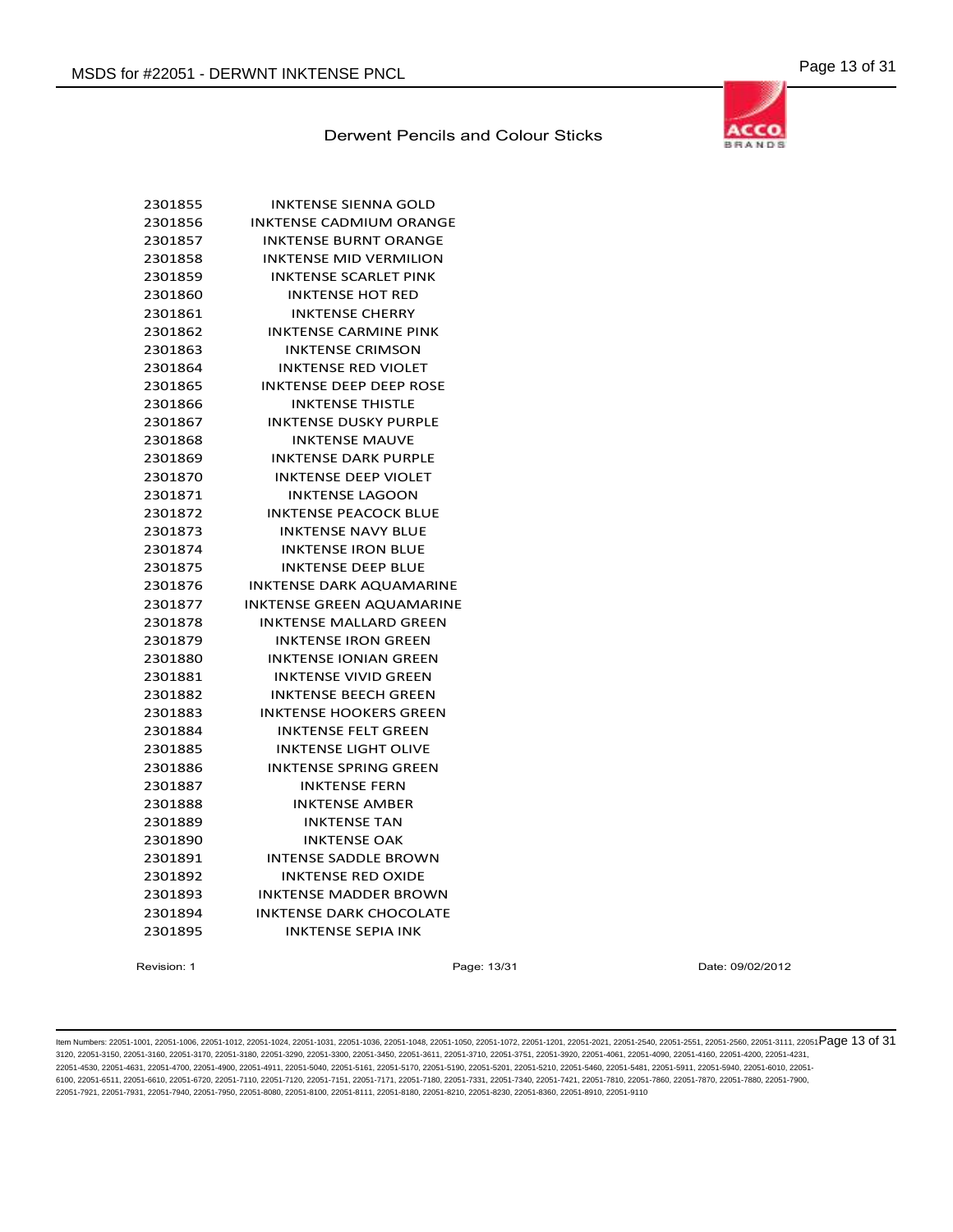Derwent Pencils and Colour Sticks

| | |
|---|---|
| 2301855 | INKTENSE SIENNA GOLD |
| 2301856 | INKTENSE CADMIUM ORANGE |
| 2301857 | INKTENSE BURNT ORANGE |
| 2301858 | INKTENSE MID VERMILION |
| 2301859 | INKTENSE SCARLET PINK |
| 2301860 | INKTENSE HOT RED |
| 2301861 | INKTENSE CHERRY |
| 2301862 | INKTENSE CARMINE PINK |
| 2301863 | INKTENSE CRIMSON |
| 2301864 | INKTENSE RED VIOLET |
| 2301865 | INKTENSE DEEP DEEP ROSE |
| 2301866 | INKTENSE THISTLE |
| 2301867 | INKTENSE DUSKY PURPLE |
| 2301868 | INKTENSE MAUVE |
| 2301869 | INKTENSE DARK PURPLE |
| 2301870 | INKTENSE DEEP VIOLET |
| 2301871 | INKTENSE LAGOON |
| 2301872 | INKTENSE PEACOCK BLUE |
| 2301873 | INKTENSE NAVY BLUE |
| 2301874 | INKTENSE IRON BLUE |
| 2301875 | INKTENSE DEEP BLUE |
| 2301876 | INKTENSE DARK AQUAMARINE |
| 2301877 | INKTENSE GREEN AQUAMARINE |
| 2301878 | INKTENSE MALLARD GREEN |
| 2301879 | INKTENSE IRON GREEN |
| 2301880 | INKTENSE IONIAN GREEN |
| 2301881 | INKTENSE VIVID GREEN |
| 2301882 | INKTENSE BEECH GREEN |
| 2301883 | INKTENSE HOOKERS GREEN |
| 2301884 | INKTENSE FELT GREEN |
| 2301885 | INKTENSE LIGHT OLIVE |
| 2301886 | INKTENSE SPRING GREEN |
| 2301887 | INKTENSE FERN |
| 2301888 | INKTENSE AMBER |
| 2301889 | INKTENSE TAN |
| 2301890 | INKTENSE OAK |
| 2301891 | INTENSE SADDLE BROWN |
| 2301892 | INKTENSE RED OXIDE |
| 2301893 | INKTENSE MADDER BROWN |
| 2301894 | INKTENSE DARK CHOCOLATE |
| 2301895 | INKTENSE SEPIA INK |

Revision: 1 | Date: 09/02/2012

Item Numbers: 22051-1001, 22051-1006, 22051-1012, 22051-1024, 22051-1031, 22051-1036, 22051-1048, 22051-1050, 22051-1072, 22051-1201, 22051-2021, 22051-2540, 22051-2551, 22051-2560, 22051-3111, 22051-3120, 22051-3150, 22051-3160, 22051-3170, 22051-3180, 22051-3290, 22051-3300, 22051-3450, 22051-3611, 22051-3710, 22051-3751, 22051-3920, 22051-4061, 22051-4090, 22051-4160, 22051-4200, 22051-4231, 22051-4530, 22051-4631, 22051-4700, 22051-4900, 22051-4911, 22051-5040, 22051-5161, 22051-5170, 22051-5190, 22051-5201, 22051-5210, 22051-5460, 22051-5481, 22051-5911, 22051-5940, 22051-6010, 22051-6100, 22051-6511, 22051-6610, 22051-6720, 22051-7110, 22051-7120, 22051-7151, 22051-7171, 22051-7180, 22051-7331, 22051-7340, 22051-7421, 22051-7810, 22051-7860, 22051-7870, 22051-7880, 22051-7900, 22051-7921, 22051-7931, 22051-7940, 22051-7950, 22051-8080, 22051-8100, 22051-8111, 22051-8180, 22051-8210, 22051-8230, 22051-8360, 22051-8910, 22051-9110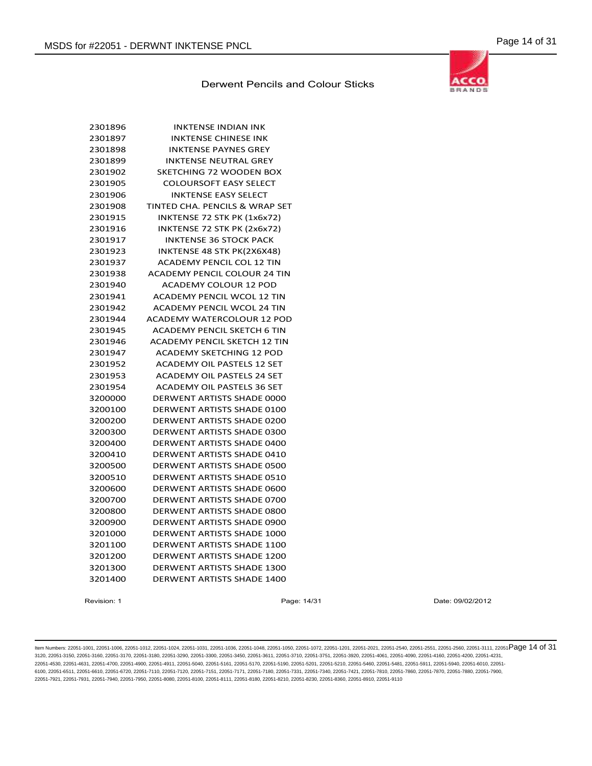Derwent Pencils and Colour Sticks

| | |
|---|---|
| 2301896 | INKTENSE INDIAN INK |
| 2301897 | INKTENSE CHINESE INK |
| 2301898 | INKTENSE PAYNES GREY |
| 2301899 | INKTENSE NEUTRAL GREY |
| 2301902 | SKETCHING 72 WOODEN BOX |
| 2301905 | COLOURSOFT EASY SELECT |
| 2301906 | INKTENSE EASY SELECT |
| 2301908 | TINTED CHA. PENCILS & WRAP SET |
| 2301915 | INKTENSE 72 STK PK (1x6x72) |
| 2301916 | INKTENSE 72 STK PK (2x6x72) |
| 2301917 | INKTENSE 36 STOCK PACK |
| 2301923 | INKTENSE 48 STK PK(2X6X48) |
| 2301937 | ACADEMY PENCIL COL 12 TIN |
| 2301938 | ACADEMY PENCIL COLOUR 24 TIN |
| 2301940 | ACADEMY COLOUR 12 POD |
| 2301941 | ACADEMY PENCIL WCOL 12 TIN |
| 2301942 | ACADEMY PENCIL WCOL 24 TIN |
| 2301944 | ACADEMY WATERCOLOUR 12 POD |
| 2301945 | ACADEMY PENCIL SKETCH 6 TIN |
| 2301946 | ACADEMY PENCIL SKETCH 12 TIN |
| 2301947 | ACADEMY SKETCHING 12 POD |
| 2301952 | ACADEMY OIL PASTELS 12 SET |
| 2301953 | ACADEMY OIL PASTELS 24 SET |
| 2301954 | ACADEMY OIL PASTELS 36 SET |
| 3200000 | DERWENT ARTISTS SHADE 0000 |
| 3200100 | DERWENT ARTISTS SHADE 0100 |
| 3200200 | DERWENT ARTISTS SHADE 0200 |
| 3200300 | DERWENT ARTISTS SHADE 0300 |
| 3200400 | DERWENT ARTISTS SHADE 0400 |
| 3200410 | DERWENT ARTISTS SHADE 0410 |
| 3200500 | DERWENT ARTISTS SHADE 0500 |
| 3200510 | DERWENT ARTISTS SHADE 0510 |
| 3200600 | DERWENT ARTISTS SHADE 0600 |
| 3200700 | DERWENT ARTISTS SHADE 0700 |
| 3200800 | DERWENT ARTISTS SHADE 0800 |
| 3200900 | DERWENT ARTISTS SHADE 0900 |
| 3201000 | DERWENT ARTISTS SHADE 1000 |
| 3201100 | DERWENT ARTISTS SHADE 1100 |
| 3201200 | DERWENT ARTISTS SHADE 1200 |
| 3201300 | DERWENT ARTISTS SHADE 1300 |
| 3201400 | DERWENT ARTISTS SHADE 1400 |

Revision: 1 Date: 09/02/2012

Item Numbers: 22051-1001, 22051-1006, 22051-1012, 22051-1024, 22051-1031, 22051-1036, 22051-1048, 22051-1050, 22051-1072, 22051-1201, 22051-2021, 22051-2540, 22051-2551, 22051-2560, 22051-3111, 22051-3120, 22051-3150, 22051-3160, 22051-3170, 22051-3180, 22051-3290, 22051-3300, 22051-3450, 22051-3611, 22051-3710, 22051-3751, 22051-3920, 22051-4061, 22051-4090, 22051-4160, 22051-4200, 22051-4231, 22051-4530, 22051-4631, 22051-4700, 22051-4900, 22051-4911, 22051-5040, 22051-5161, 22051-5170, 22051-5190, 22051-5201, 22051-5210, 22051-5460, 22051-5481, 22051-5911, 22051-5940, 22051-6010, 22051-6100, 22051-6511, 22051-6610, 22051-6720, 22051-7110, 22051-7120, 22051-7151, 22051-7171, 22051-7180, 22051-7331, 22051-7340, 22051-7421, 22051-7810, 22051-7860, 22051-7870, 22051-7880, 22051-7900, 22051-7921, 22051-7931, 22051-7940, 22051-7950, 22051-8080, 22051-8100, 22051-8111, 22051-8180, 22051-8210, 22051-8230, 22051-8360, 22051-8910, 22051-9110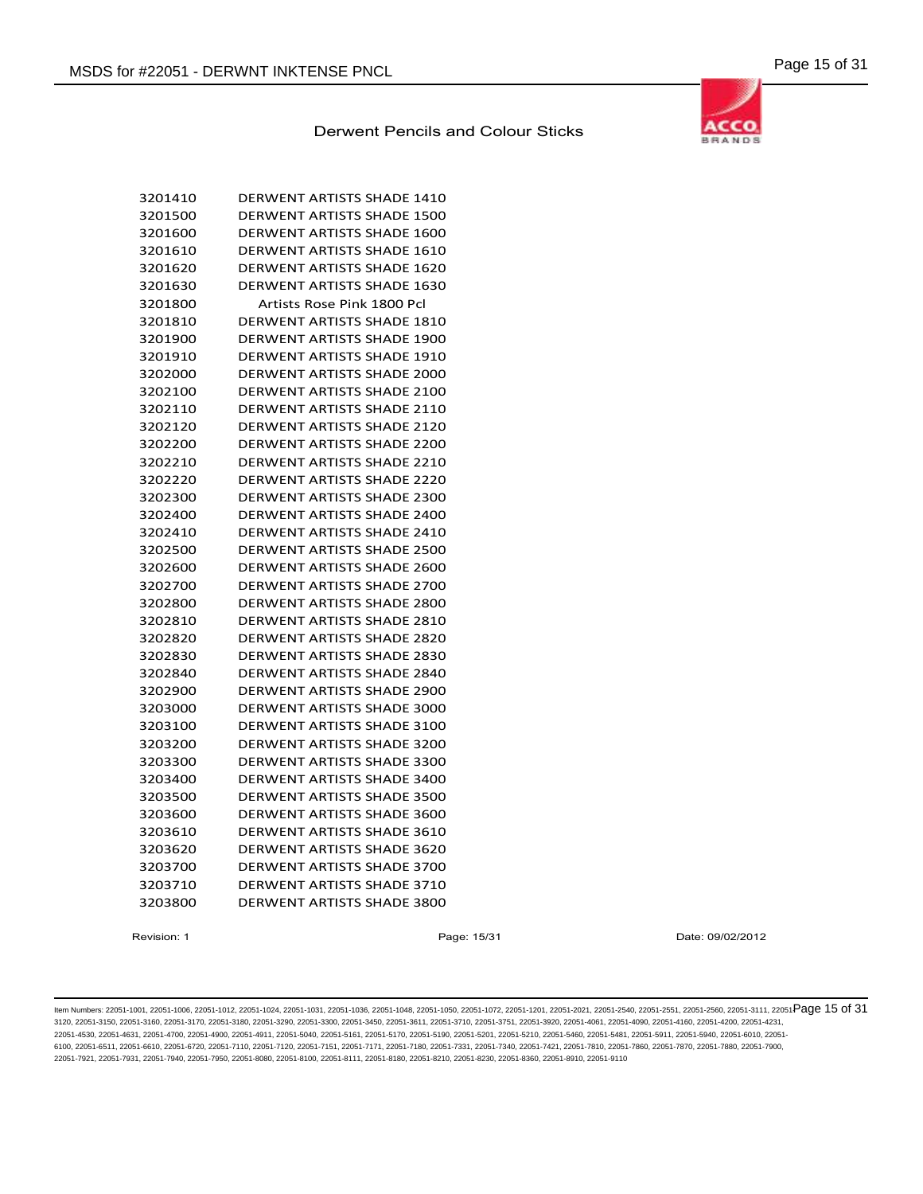Derwent Pencils and Colour Sticks

| | |
|---|---|
| 3201410 | DERWENT ARTISTS SHADE 1410 |
| 3201500 | DERWENT ARTISTS SHADE 1500 |
| 3201600 | DERWENT ARTISTS SHADE 1600 |
| 3201610 | DERWENT ARTISTS SHADE 1610 |
| 3201620 | DERWENT ARTISTS SHADE 1620 |
| 3201630 | DERWENT ARTISTS SHADE 1630 |
| 3201800 | Artists Rose Pink 1800 Pcl |
| 3201810 | DERWENT ARTISTS SHADE 1810 |
| 3201900 | DERWENT ARTISTS SHADE 1900 |
| 3201910 | DERWENT ARTISTS SHADE 1910 |
| 3202000 | DERWENT ARTISTS SHADE 2000 |
| 3202100 | DERWENT ARTISTS SHADE 2100 |
| 3202110 | DERWENT ARTISTS SHADE 2110 |
| 3202120 | DERWENT ARTISTS SHADE 2120 |
| 3202200 | DERWENT ARTISTS SHADE 2200 |
| 3202210 | DERWENT ARTISTS SHADE 2210 |
| 3202220 | DERWENT ARTISTS SHADE 2220 |
| 3202300 | DERWENT ARTISTS SHADE 2300 |
| 3202400 | DERWENT ARTISTS SHADE 2400 |
| 3202410 | DERWENT ARTISTS SHADE 2410 |
| 3202500 | DERWENT ARTISTS SHADE 2500 |
| 3202600 | DERWENT ARTISTS SHADE 2600 |
| 3202700 | DERWENT ARTISTS SHADE 2700 |
| 3202800 | DERWENT ARTISTS SHADE 2800 |
| 3202810 | DERWENT ARTISTS SHADE 2810 |
| 3202820 | DERWENT ARTISTS SHADE 2820 |
| 3202830 | DERWENT ARTISTS SHADE 2830 |
| 3202840 | DERWENT ARTISTS SHADE 2840 |
| 3202900 | DERWENT ARTISTS SHADE 2900 |
| 3203000 | DERWENT ARTISTS SHADE 3000 |
| 3203100 | DERWENT ARTISTS SHADE 3100 |
| 3203200 | DERWENT ARTISTS SHADE 3200 |
| 3203300 | DERWENT ARTISTS SHADE 3300 |
| 3203400 | DERWENT ARTISTS SHADE 3400 |
| 3203500 | DERWENT ARTISTS SHADE 3500 |
| 3203600 | DERWENT ARTISTS SHADE 3600 |
| 3203610 | DERWENT ARTISTS SHADE 3610 |
| 3203620 | DERWENT ARTISTS SHADE 3620 |
| 3203700 | DERWENT ARTISTS SHADE 3700 |
| 3203710 | DERWENT ARTISTS SHADE 3710 |
| 3203800 | DERWENT ARTISTS SHADE 3800 |

Revision: 1 Date: 09/02/2012

Item Numbers: 22051-1001, 22051-1006, 22051-1012, 22051-1024, 22051-1031, 22051-1036, 22051-1048, 22051-1050, 22051-1072, 22051-1201, 22051-2021, 22051-2540, 22051-2551, 22051-2560, 22051-3111, 22051-3120, 22051-3150, 22051-3160, 22051-3170, 22051-3180, 22051-3290, 22051-3300, 22051-3450, 22051-3611, 22051-3710, 22051-3751, 22051-3920, 22051-4061, 22051-4090, 22051-4160, 22051-4200, 22051-4231, 22051-4530, 22051-4631, 22051-4700, 22051-4900, 22051-4911, 22051-5040, 22051-5161, 22051-5170, 22051-5190, 22051-5201, 22051-5210, 22051-5460, 22051-5481, 22051-5911, 22051-5940, 22051-6010, 22051-6100, 22051-6511, 22051-6610, 22051-6720, 22051-7110, 22051-7120, 22051-7151, 22051-7171, 22051-7180, 22051-7331, 22051-7340, 22051-7421, 22051-7810, 22051-7860, 22051-7870, 22051-7880, 22051-7900, 22051-7921, 22051-7931, 22051-7940, 22051-7950, 22051-8080, 22051-8100, 22051-8111, 22051-8180, 22051-8210, 22051-8230, 22051-8360, 22051-8910, 22051-9110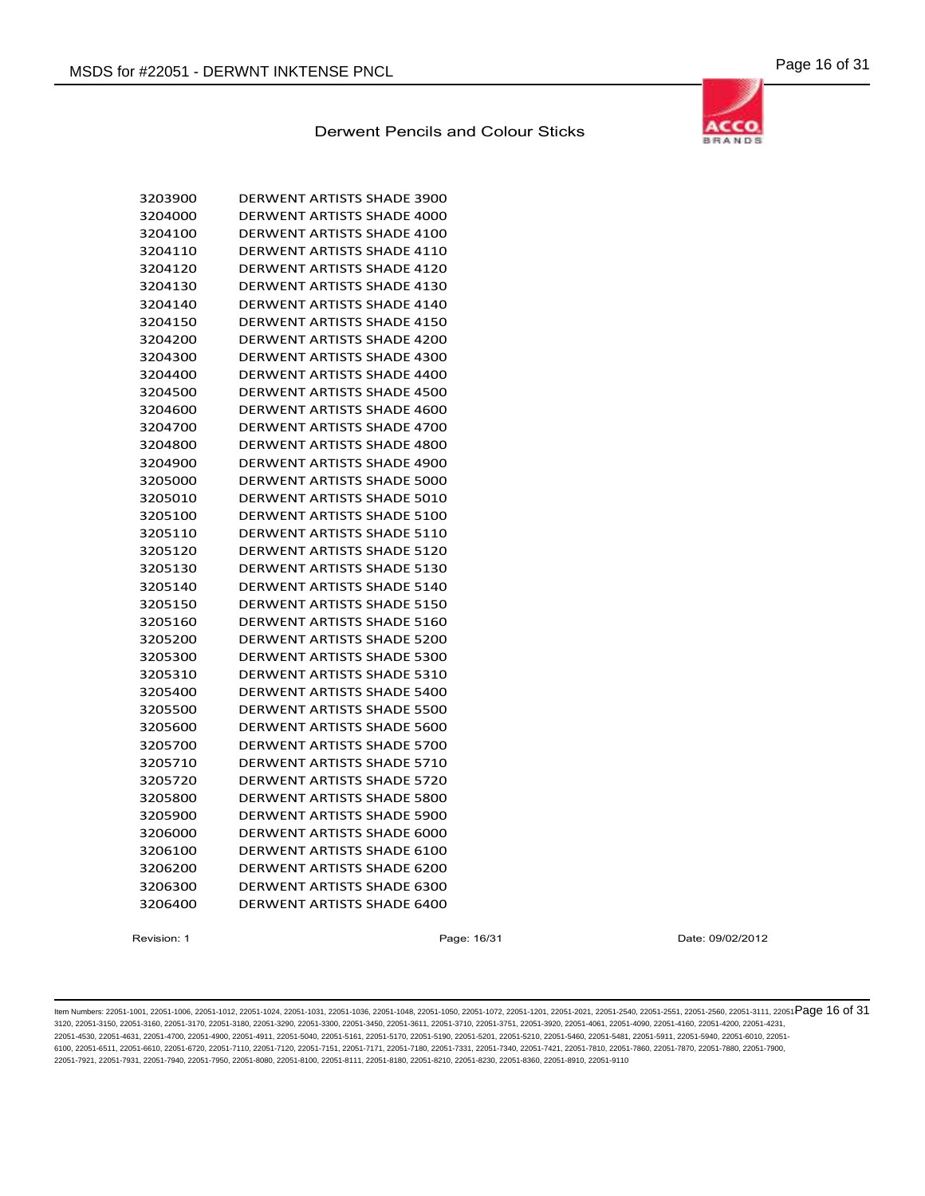Derwent Pencils and Colour Sticks

| | |
|---|---|
| 3203900 | DERWENT ARTISTS SHADE 3900 |
| 3204000 | DERWENT ARTISTS SHADE 4000 |
| 3204100 | DERWENT ARTISTS SHADE 4100 |
| 3204110 | DERWENT ARTISTS SHADE 4110 |
| 3204120 | DERWENT ARTISTS SHADE 4120 |
| 3204130 | DERWENT ARTISTS SHADE 4130 |
| 3204140 | DERWENT ARTISTS SHADE 4140 |
| 3204150 | DERWENT ARTISTS SHADE 4150 |
| 3204200 | DERWENT ARTISTS SHADE 4200 |
| 3204300 | DERWENT ARTISTS SHADE 4300 |
| 3204400 | DERWENT ARTISTS SHADE 4400 |
| 3204500 | DERWENT ARTISTS SHADE 4500 |
| 3204600 | DERWENT ARTISTS SHADE 4600 |
| 3204700 | DERWENT ARTISTS SHADE 4700 |
| 3204800 | DERWENT ARTISTS SHADE 4800 |
| 3204900 | DERWENT ARTISTS SHADE 4900 |
| 3205000 | DERWENT ARTISTS SHADE 5000 |
| 3205010 | DERWENT ARTISTS SHADE 5010 |
| 3205100 | DERWENT ARTISTS SHADE 5100 |
| 3205110 | DERWENT ARTISTS SHADE 5110 |
| 3205120 | DERWENT ARTISTS SHADE 5120 |
| 3205130 | DERWENT ARTISTS SHADE 5130 |
| 3205140 | DERWENT ARTISTS SHADE 5140 |
| 3205150 | DERWENT ARTISTS SHADE 5150 |
| 3205160 | DERWENT ARTISTS SHADE 5160 |
| 3205200 | DERWENT ARTISTS SHADE 5200 |
| 3205300 | DERWENT ARTISTS SHADE 5300 |
| 3205310 | DERWENT ARTISTS SHADE 5310 |
| 3205400 | DERWENT ARTISTS SHADE 5400 |
| 3205500 | DERWENT ARTISTS SHADE 5500 |
| 3205600 | DERWENT ARTISTS SHADE 5600 |
| 3205700 | DERWENT ARTISTS SHADE 5700 |
| 3205710 | DERWENT ARTISTS SHADE 5710 |
| 3205720 | DERWENT ARTISTS SHADE 5720 |
| 3205800 | DERWENT ARTISTS SHADE 5800 |
| 3205900 | DERWENT ARTISTS SHADE 5900 |
| 3206000 | DERWENT ARTISTS SHADE 6000 |
| 3206100 | DERWENT ARTISTS SHADE 6100 |
| 3206200 | DERWENT ARTISTS SHADE 6200 |
| 3206300 | DERWENT ARTISTS SHADE 6300 |
| 3206400 | DERWENT ARTISTS SHADE 6400 |

Revision: 1 | Date: 09/02/2012

Item Numbers: 22051-1001, 22051-1006, 22051-1012, 22051-1024, 22051-1031, 22051-1036, 22051-1048, 22051-1050, 22051-1072, 22051-1201, 22051-2021, 22051-2540, 22051-2551, 22051-2560, 22051-3111, 22051-3120, 22051-3150, 22051-3160, 22051-3170, 22051-3180, 22051-3290, 22051-3300, 22051-3450, 22051-3611, 22051-3710, 22051-3751, 22051-3920, 22051-4061, 22051-4090, 22051-4160, 22051-4200, 22051-4231, 22051-4530, 22051-4631, 22051-4700, 22051-4900, 22051-4911, 22051-5040, 22051-5161, 22051-5170, 22051-5190, 22051-5201, 22051-5210, 22051-5460, 22051-5481, 22051-5911, 22051-5940, 22051-6010, 22051-6100, 22051-6511, 22051-6610, 22051-6720, 22051-7110, 22051-7120, 22051-7151, 22051-7171, 22051-7180, 22051-7331, 22051-7340, 22051-7421, 22051-7810, 22051-7860, 22051-7870, 22051-7880, 22051-7900, 22051-7921, 22051-7931, 22051-7940, 22051-7950, 22051-8080, 22051-8100, 22051-8111, 22051-8180, 22051-8210, 22051-8230, 22051-8360, 22051-8910, 22051-9110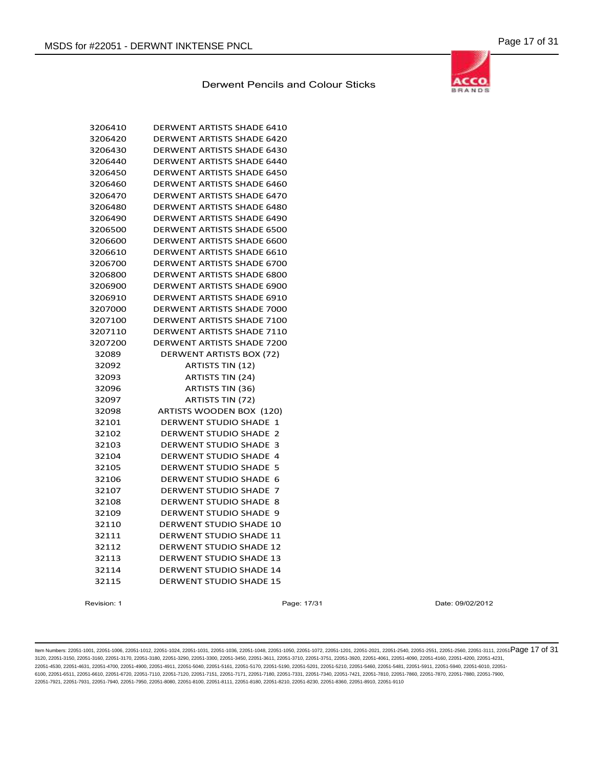## Derwent Pencils and Colour Sticks

| | |
|---|---|
| 3206410 | DERWENT ARTISTS SHADE 6410 |
| 3206420 | DERWENT ARTISTS SHADE 6420 |
| 3206430 | DERWENT ARTISTS SHADE 6430 |
| 3206440 | DERWENT ARTISTS SHADE 6440 |
| 3206450 | DERWENT ARTISTS SHADE 6450 |
| 3206460 | DERWENT ARTISTS SHADE 6460 |
| 3206470 | DERWENT ARTISTS SHADE 6470 |
| 3206480 | DERWENT ARTISTS SHADE 6480 |
| 3206490 | DERWENT ARTISTS SHADE 6490 |
| 3206500 | DERWENT ARTISTS SHADE 6500 |
| 3206600 | DERWENT ARTISTS SHADE 6600 |
| 3206610 | DERWENT ARTISTS SHADE 6610 |
| 3206700 | DERWENT ARTISTS SHADE 6700 |
| 3206800 | DERWENT ARTISTS SHADE 6800 |
| 3206900 | DERWENT ARTISTS SHADE 6900 |
| 3206910 | DERWENT ARTISTS SHADE 6910 |
| 3207000 | DERWENT ARTISTS SHADE 7000 |
| 3207100 | DERWENT ARTISTS SHADE 7100 |
| 3207110 | DERWENT ARTISTS SHADE 7110 |
| 3207200 | DERWENT ARTISTS SHADE 7200 |
| 32089 | DERWENT ARTISTS BOX (72) |
| 32092 | ARTISTS TIN (12) |
| 32093 | ARTISTS TIN (24) |
| 32096 | ARTISTS TIN (36) |
| 32097 | ARTISTS TIN (72) |
| 32098 | ARTISTS WOODEN BOX (120) |
| 32101 | DERWENT STUDIO SHADE 1 |
| 32102 | DERWENT STUDIO SHADE 2 |
| 32103 | DERWENT STUDIO SHADE 3 |
| 32104 | DERWENT STUDIO SHADE 4 |
| 32105 | DERWENT STUDIO SHADE 5 |
| 32106 | DERWENT STUDIO SHADE 6 |
| 32107 | DERWENT STUDIO SHADE 7 |
| 32108 | DERWENT STUDIO SHADE 8 |
| 32109 | DERWENT STUDIO SHADE 9 |
| 32110 | DERWENT STUDIO SHADE 10 |
| 32111 | DERWENT STUDIO SHADE 11 |
| 32112 | DERWENT STUDIO SHADE 12 |
| 32113 | DERWENT STUDIO SHADE 13 |
| 32114 | DERWENT STUDIO SHADE 14 |
| 32115 | DERWENT STUDIO SHADE 15 |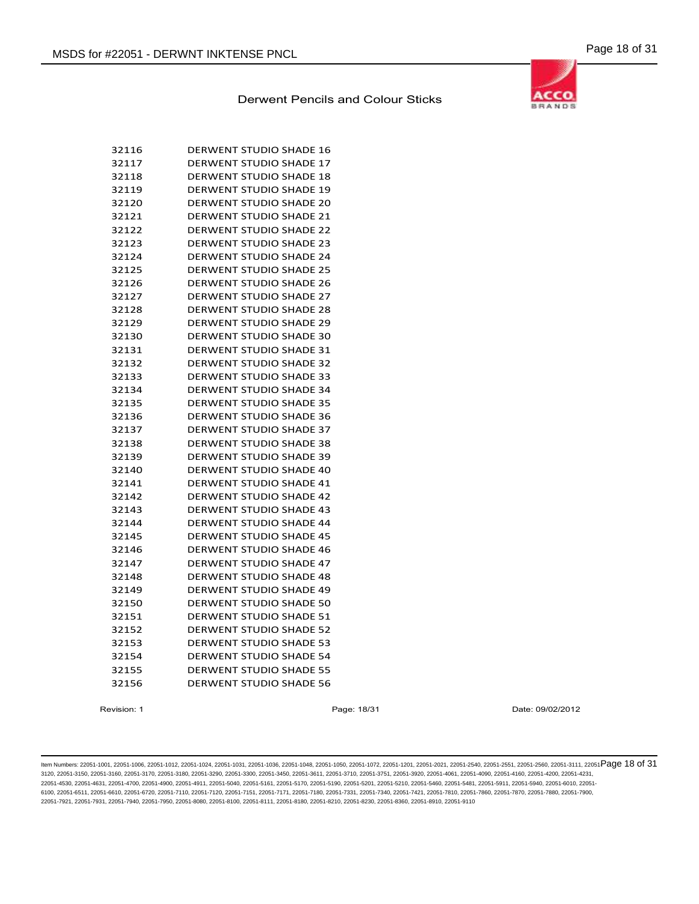Derwent Pencils and Colour Sticks

| | |
|---|---|
| 32116 | DERWENT STUDIO SHADE 16 |
| 32117 | DERWENT STUDIO SHADE 17 |
| 32118 | DERWENT STUDIO SHADE 18 |
| 32119 | DERWENT STUDIO SHADE 19 |
| 32120 | DERWENT STUDIO SHADE 20 |
| 32121 | DERWENT STUDIO SHADE 21 |
| 32122 | DERWENT STUDIO SHADE 22 |
| 32123 | DERWENT STUDIO SHADE 23 |
| 32124 | DERWENT STUDIO SHADE 24 |
| 32125 | DERWENT STUDIO SHADE 25 |
| 32126 | DERWENT STUDIO SHADE 26 |
| 32127 | DERWENT STUDIO SHADE 27 |
| 32128 | DERWENT STUDIO SHADE 28 |
| 32129 | DERWENT STUDIO SHADE 29 |
| 32130 | DERWENT STUDIO SHADE 30 |
| 32131 | DERWENT STUDIO SHADE 31 |
| 32132 | DERWENT STUDIO SHADE 32 |
| 32133 | DERWENT STUDIO SHADE 33 |
| 32134 | DERWENT STUDIO SHADE 34 |
| 32135 | DERWENT STUDIO SHADE 35 |
| 32136 | DERWENT STUDIO SHADE 36 |
| 32137 | DERWENT STUDIO SHADE 37 |
| 32138 | DERWENT STUDIO SHADE 38 |
| 32139 | DERWENT STUDIO SHADE 39 |
| 32140 | DERWENT STUDIO SHADE 40 |
| 32141 | DERWENT STUDIO SHADE 41 |
| 32142 | DERWENT STUDIO SHADE 42 |
| 32143 | DERWENT STUDIO SHADE 43 |
| 32144 | DERWENT STUDIO SHADE 44 |
| 32145 | DERWENT STUDIO SHADE 45 |
| 32146 | DERWENT STUDIO SHADE 46 |
| 32147 | DERWENT STUDIO SHADE 47 |
| 32148 | DERWENT STUDIO SHADE 48 |
| 32149 | DERWENT STUDIO SHADE 49 |
| 32150 | DERWENT STUDIO SHADE 50 |
| 32151 | DERWENT STUDIO SHADE 51 |
| 32152 | DERWENT STUDIO SHADE 52 |
| 32153 | DERWENT STUDIO SHADE 53 |
| 32154 | DERWENT STUDIO SHADE 54 |
| 32155 | DERWENT STUDIO SHADE 55 |
| 32156 | DERWENT STUDIO SHADE 56 |

Revision: 1 Date: 09/02/2012

Item Numbers: 22051-1001, 22051-1006, 22051-1012, 22051-1024, 22051-1031, 22051-1036, 22051-1048, 22051-1050, 22051-1072, 22051-1201, 22051-2021, 22051-2540, 22051-2551, 22051-2560, 22051-3111, 22051-3120, 22051-3150, 22051-3160, 22051-3170, 22051-3180, 22051-3290, 22051-3300, 22051-3450, 22051-3611, 22051-3710, 22051-3751, 22051-3920, 22051-4061, 22051-4090, 22051-4160, 22051-4200, 22051-4231, 22051-4530, 22051-4631, 22051-4700, 22051-4900, 22051-4911, 22051-5040, 22051-5161, 22051-5170, 22051-5190, 22051-5201, 22051-5210, 22051-5460, 22051-5481, 22051-5911, 22051-5940, 22051-6010, 22051-6100, 22051-6511, 22051-6610, 22051-6720, 22051-7110, 22051-7120, 22051-7151, 22051-7171, 22051-7180, 22051-7331, 22051-7340, 22051-7421, 22051-7810, 22051-7860, 22051-7870, 22051-7880, 22051-7900, 22051-7921, 22051-7931, 22051-7940, 22051-7950, 22051-8080, 22051-8100, 22051-8111, 22051-8180, 22051-8210, 22051-8230, 22051-8360, 22051-8910, 22051-9110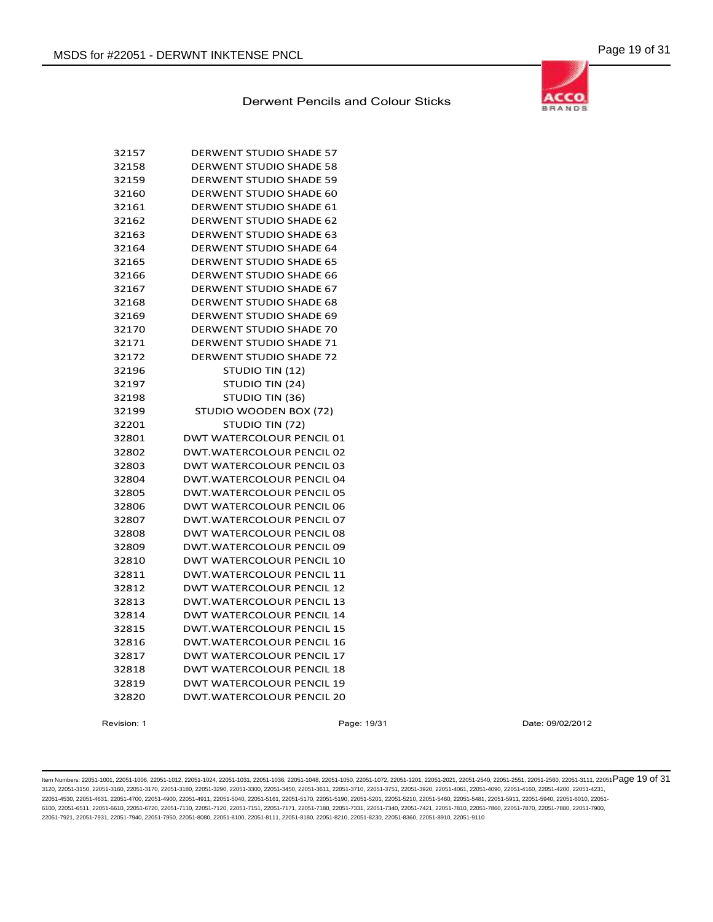Derwent Pencils and Colour Sticks

| | |
|---|---|
| 32157 | DERWENT STUDIO SHADE 57 |
| 32158 | DERWENT STUDIO SHADE 58 |
| 32159 | DERWENT STUDIO SHADE 59 |
| 32160 | DERWENT STUDIO SHADE 60 |
| 32161 | DERWENT STUDIO SHADE 61 |
| 32162 | DERWENT STUDIO SHADE 62 |
| 32163 | DERWENT STUDIO SHADE 63 |
| 32164 | DERWENT STUDIO SHADE 64 |
| 32165 | DERWENT STUDIO SHADE 65 |
| 32166 | DERWENT STUDIO SHADE 66 |
| 32167 | DERWENT STUDIO SHADE 67 |
| 32168 | DERWENT STUDIO SHADE 68 |
| 32169 | DERWENT STUDIO SHADE 69 |
| 32170 | DERWENT STUDIO SHADE 70 |
| 32171 | DERWENT STUDIO SHADE 71 |
| 32172 | DERWENT STUDIO SHADE 72 |
| 32196 | STUDIO TIN (12) |
| 32197 | STUDIO TIN (24) |
| 32198 | STUDIO TIN (36) |
| 32199 | STUDIO WOODEN BOX (72) |
| 32201 | STUDIO TIN (72) |
| 32801 | DWT WATERCOLOUR PENCIL 01 |
| 32802 | DWT.WATERCOLOUR PENCIL 02 |
| 32803 | DWT WATERCOLOUR PENCIL 03 |
| 32804 | DWT.WATERCOLOUR PENCIL 04 |
| 32805 | DWT.WATERCOLOUR PENCIL 05 |
| 32806 | DWT WATERCOLOUR PENCIL 06 |
| 32807 | DWT.WATERCOLOUR PENCIL 07 |
| 32808 | DWT WATERCOLOUR PENCIL 08 |
| 32809 | DWT.WATERCOLOUR PENCIL 09 |
| 32810 | DWT WATERCOLOUR PENCIL 10 |
| 32811 | DWT.WATERCOLOUR PENCIL 11 |
| 32812 | DWT WATERCOLOUR PENCIL 12 |
| 32813 | DWT.WATERCOLOUR PENCIL 13 |
| 32814 | DWT WATERCOLOUR PENCIL 14 |
| 32815 | DWT.WATERCOLOUR PENCIL 15 |
| 32816 | DWT.WATERCOLOUR PENCIL 16 |
| 32817 | DWT WATERCOLOUR PENCIL 17 |
| 32818 | DWT WATERCOLOUR PENCIL 18 |
| 32819 | DWT WATERCOLOUR PENCIL 19 |
| 32820 | DWT.WATERCOLOUR PENCIL 20 |

Revision: 1 | Date: 09/02/2012

Item Numbers: 22051-1001, 22051-1006, 22051-1012, 22051-1024, 22051-1031, 22051-1036, 22051-1048, 22051-1050, 22051-1072, 22051-1201, 22051-2021, 22051-2540, 22051-2551, 22051-2560, 22051-3111, 22051-3120, 22051-3150, 22051-3160, 22051-3170, 22051-3180, 22051-3290, 22051-3300, 22051-3450, 22051-3611, 22051-3710, 22051-3751, 22051-3920, 22051-4061, 22051-4090, 22051-4160, 22051-4200, 22051-4231, 22051-4530, 22051-4631, 22051-4700, 22051-4900, 22051-4911, 22051-5040, 22051-5161, 22051-5170, 22051-5190, 22051-5201, 22051-5210, 22051-5460, 22051-5481, 22051-5911, 22051-5940, 22051-6010, 22051-6100, 22051-6511, 22051-6610, 22051-6720, 22051-7110, 22051-7120, 22051-7151, 22051-7171, 22051-7180, 22051-7331, 22051-7340, 22051-7421, 22051-7810, 22051-7860, 22051-7870, 22051-7880, 22051-7900, 22051-7921, 22051-7931, 22051-7940, 22051-7950, 22051-8080, 22051-8100, 22051-8111, 22051-8180, 22051-8210, 22051-8230, 22051-8360, 22051-8910, 22051-9110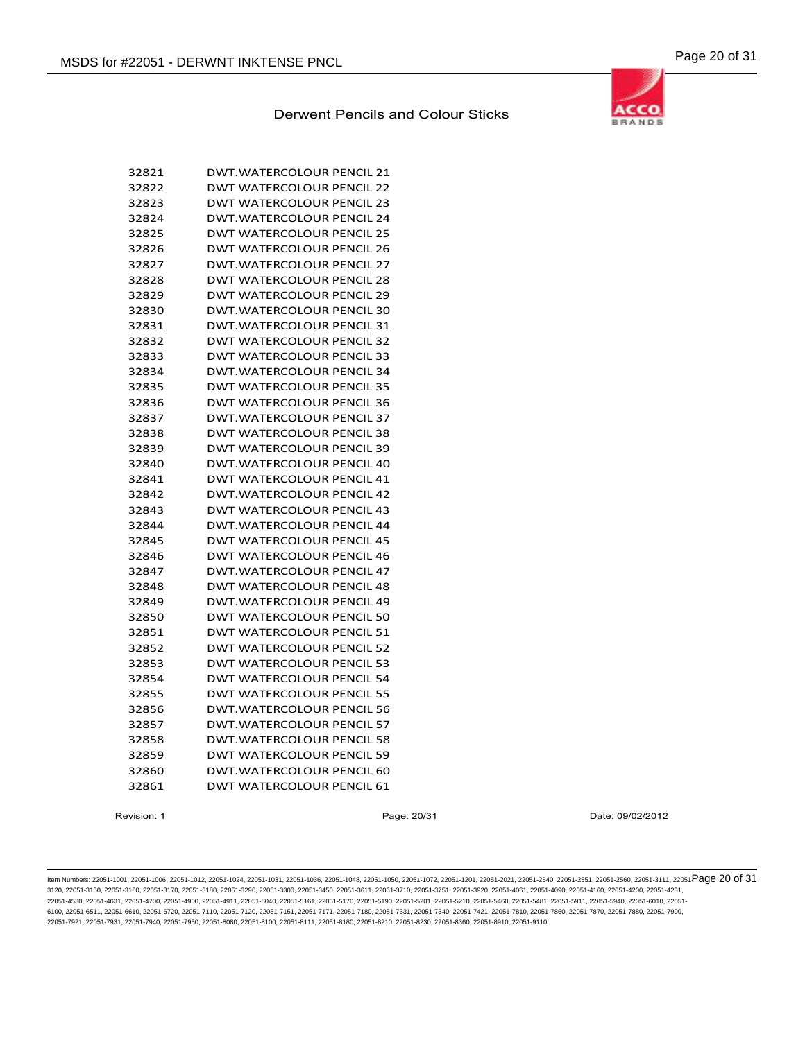Derwent Pencils and Colour Sticks

| | |
|---|---|
| 32821 | DWT.WATERCOLOUR PENCIL 21 |
| 32822 | DWT WATERCOLOUR PENCIL 22 |
| 32823 | DWT WATERCOLOUR PENCIL 23 |
| 32824 | DWT.WATERCOLOUR PENCIL 24 |
| 32825 | DWT WATERCOLOUR PENCIL 25 |
| 32826 | DWT WATERCOLOUR PENCIL 26 |
| 32827 | DWT.WATERCOLOUR PENCIL 27 |
| 32828 | DWT WATERCOLOUR PENCIL 28 |
| 32829 | DWT WATERCOLOUR PENCIL 29 |
| 32830 | DWT.WATERCOLOUR PENCIL 30 |
| 32831 | DWT.WATERCOLOUR PENCIL 31 |
| 32832 | DWT WATERCOLOUR PENCIL 32 |
| 32833 | DWT WATERCOLOUR PENCIL 33 |
| 32834 | DWT.WATERCOLOUR PENCIL 34 |
| 32835 | DWT WATERCOLOUR PENCIL 35 |
| 32836 | DWT WATERCOLOUR PENCIL 36 |
| 32837 | DWT.WATERCOLOUR PENCIL 37 |
| 32838 | DWT WATERCOLOUR PENCIL 38 |
| 32839 | DWT WATERCOLOUR PENCIL 39 |
| 32840 | DWT.WATERCOLOUR PENCIL 40 |
| 32841 | DWT WATERCOLOUR PENCIL 41 |
| 32842 | DWT.WATERCOLOUR PENCIL 42 |
| 32843 | DWT WATERCOLOUR PENCIL 43 |
| 32844 | DWT.WATERCOLOUR PENCIL 44 |
| 32845 | DWT WATERCOLOUR PENCIL 45 |
| 32846 | DWT WATERCOLOUR PENCIL 46 |
| 32847 | DWT.WATERCOLOUR PENCIL 47 |
| 32848 | DWT WATERCOLOUR PENCIL 48 |
| 32849 | DWT.WATERCOLOUR PENCIL 49 |
| 32850 | DWT WATERCOLOUR PENCIL 50 |
| 32851 | DWT WATERCOLOUR PENCIL 51 |
| 32852 | DWT WATERCOLOUR PENCIL 52 |
| 32853 | DWT WATERCOLOUR PENCIL 53 |
| 32854 | DWT WATERCOLOUR PENCIL 54 |
| 32855 | DWT WATERCOLOUR PENCIL 55 |
| 32856 | DWT.WATERCOLOUR PENCIL 56 |
| 32857 | DWT.WATERCOLOUR PENCIL 57 |
| 32858 | DWT.WATERCOLOUR PENCIL 58 |
| 32859 | DWT WATERCOLOUR PENCIL 59 |
| 32860 | DWT.WATERCOLOUR PENCIL 60 |
| 32861 | DWT WATERCOLOUR PENCIL 61 |

Revision: 1 Date: 09/02/2012

Item Numbers: 22051-1001, 22051-1006, 22051-1012, 22051-1024, 22051-1031, 22051-1036, 22051-1048, 22051-1050, 22051-1072, 22051-1201, 22051-2021, 22051-2540, 22051-2551, 22051-2560, 22051-3111, 22051-3120, 22051-3150, 22051-3160, 22051-3170, 22051-3180, 22051-3290, 22051-3300, 22051-3450, 22051-3611, 22051-3710, 22051-3751, 22051-3920, 22051-4061, 22051-4090, 22051-4160, 22051-4200, 22051-4231, 22051-4530, 22051-4631, 22051-4700, 22051-4900, 22051-4911, 22051-5040, 22051-5161, 22051-5170, 22051-5190, 22051-5201, 22051-5210, 22051-5460, 22051-5481, 22051-5911, 22051-5940, 22051-6010, 22051-6100, 22051-6511, 22051-6610, 22051-6720, 22051-7110, 22051-7120, 22051-7151, 22051-7171, 22051-7180, 22051-7331, 22051-7340, 22051-7421, 22051-7810, 22051-7860, 22051-7870, 22051-7880, 22051-7900, 22051-7921, 22051-7931, 22051-7940, 22051-7950, 22051-8080, 22051-8100, 22051-8111, 22051-8180, 22051-8210, 22051-8230, 22051-8360, 22051-8910, 22051-9110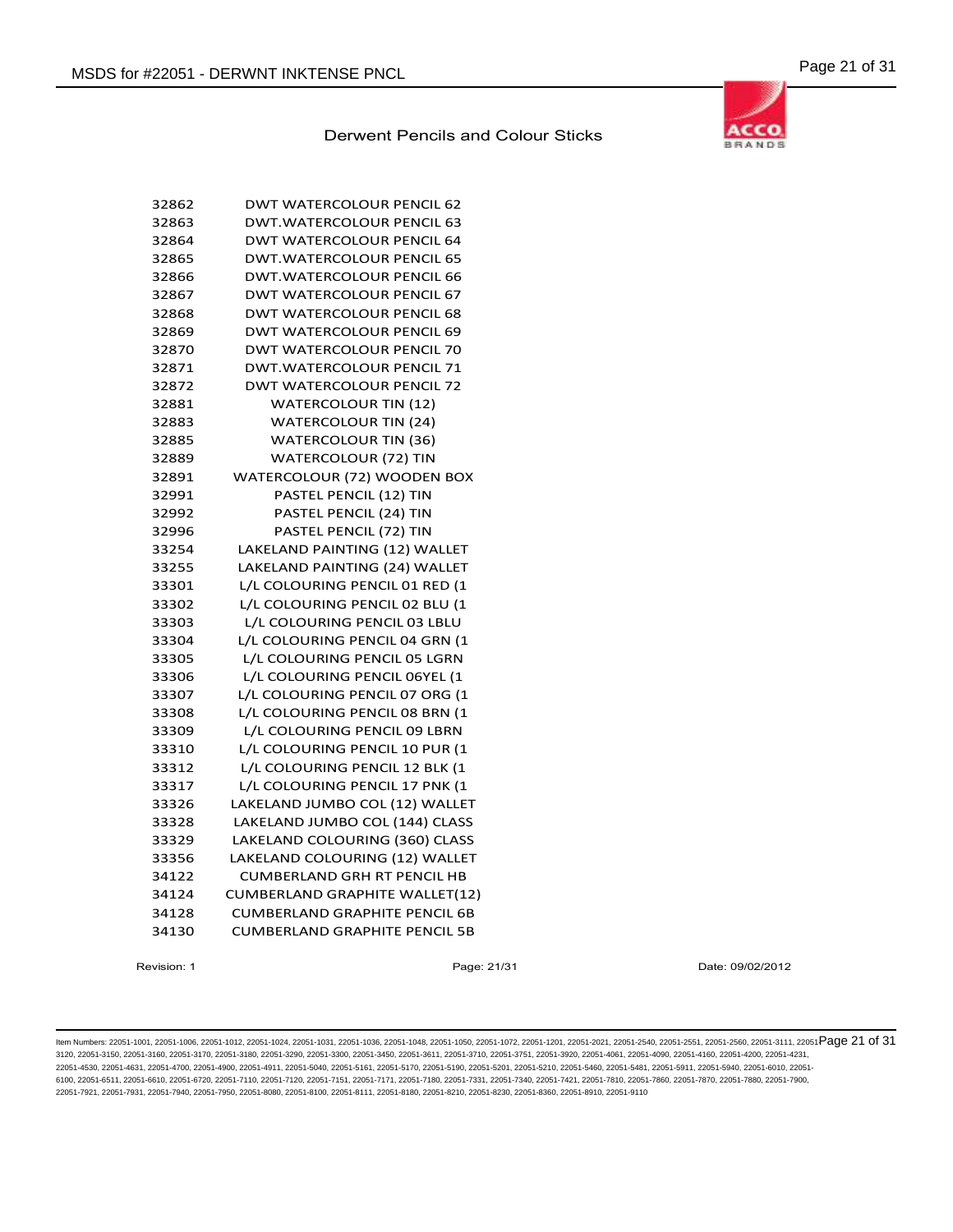## Derwent Pencils and Colour Sticks

| | |
|---|---|
| 32862 | DWT WATERCOLOUR PENCIL 62 |
| 32863 | DWT.WATERCOLOUR PENCIL 63 |
| 32864 | DWT WATERCOLOUR PENCIL 64 |
| 32865 | DWT.WATERCOLOUR PENCIL 65 |
| 32866 | DWT.WATERCOLOUR PENCIL 66 |
| 32867 | DWT WATERCOLOUR PENCIL 67 |
| 32868 | DWT WATERCOLOUR PENCIL 68 |
| 32869 | DWT WATERCOLOUR PENCIL 69 |
| 32870 | DWT WATERCOLOUR PENCIL 70 |
| 32871 | DWT.WATERCOLOUR PENCIL 71 |
| 32872 | DWT WATERCOLOUR PENCIL 72 |
| 32881 | WATERCOLOUR TIN (12) |
| 32883 | WATERCOLOUR TIN (24) |
| 32885 | WATERCOLOUR TIN (36) |
| 32889 | WATERCOLOUR (72) TIN |
| 32891 | WATERCOLOUR (72) WOODEN BOX |
| 32991 | PASTEL PENCIL (12) TIN |
| 32992 | PASTEL PENCIL (24) TIN |
| 32996 | PASTEL PENCIL (72) TIN |
| 33254 | LAKELAND PAINTING (12) WALLET |
| 33255 | LAKELAND PAINTING (24) WALLET |
| 33301 | L/L COLOURING PENCIL 01 RED (1 |
| 33302 | L/L COLOURING PENCIL 02 BLU (1 |
| 33303 | L/L COLOURING PENCIL 03 LBLU |
| 33304 | L/L COLOURING PENCIL 04 GRN (1 |
| 33305 | L/L COLOURING PENCIL 05 LGRN |
| 33306 | L/L COLOURING PENCIL 06YEL (1 |
| 33307 | L/L COLOURING PENCIL 07 ORG (1 |
| 33308 | L/L COLOURING PENCIL 08 BRN (1 |
| 33309 | L/L COLOURING PENCIL 09 LBRN |
| 33310 | L/L COLOURING PENCIL 10 PUR (1 |
| 33312 | L/L COLOURING PENCIL 12 BLK (1 |
| 33317 | L/L COLOURING PENCIL 17 PNK (1 |
| 33326 | LAKELAND JUMBO COL (12) WALLET |
| 33328 | LAKELAND JUMBO COL (144) CLASS |
| 33329 | LAKELAND COLOURING (360) CLASS |
| 33356 | LAKELAND COLOURING (12) WALLET |
| 34122 | CUMBERLAND GRH RT PENCIL HB |
| 34124 | CUMBERLAND GRAPHITE WALLET(12) |
| 34128 | CUMBERLAND GRAPHITE PENCIL 6B |
| 34130 | CUMBERLAND GRAPHITE PENCIL 5B |

Revision: 1 Page: 21/31 Date: 09/02/2012

Item Numbers: 22051-1001, 22051-1006, 22051-1012, 22051-1024, 22051-1031, 22051-1036, 22051-1048, 22051-1050, 22051-1072, 22051-1201, 22051-2021, 22051-2540, 22051-2551, 22051-2560, 22051-3111, 22051-3120, 22051-3150, 22051-3160, 22051-3170, 22051-3180, 22051-3290, 22051-3300, 22051-3450, 22051-3611, 22051-3710, 22051-3751, 22051-3920, 22051-4061, 22051-4090, 22051-4160, 22051-4200, 22051-4231, 22051-4530, 22051-4631, 22051-4700, 22051-4900, 22051-4911, 22051-5040, 22051-5161, 22051-5170, 22051-5190, 22051-5201, 22051-5210, 22051-5460, 22051-5481, 22051-5911, 22051-5940, 22051-6010, 22051-6100, 22051-6511, 22051-6610, 22051-6720, 22051-7110, 22051-7120, 22051-7151, 22051-7171, 22051-7180, 22051-7331, 22051-7340, 22051-7421, 22051-7810, 22051-7860, 22051-7870, 22051-7880, 22051-7900, 22051-7921, 22051-7931, 22051-7940, 22051-7950, 22051-8080, 22051-8100, 22051-8111, 22051-8180, 22051-8210, 22051-8230, 22051-8360, 22051-8910, 22051-9110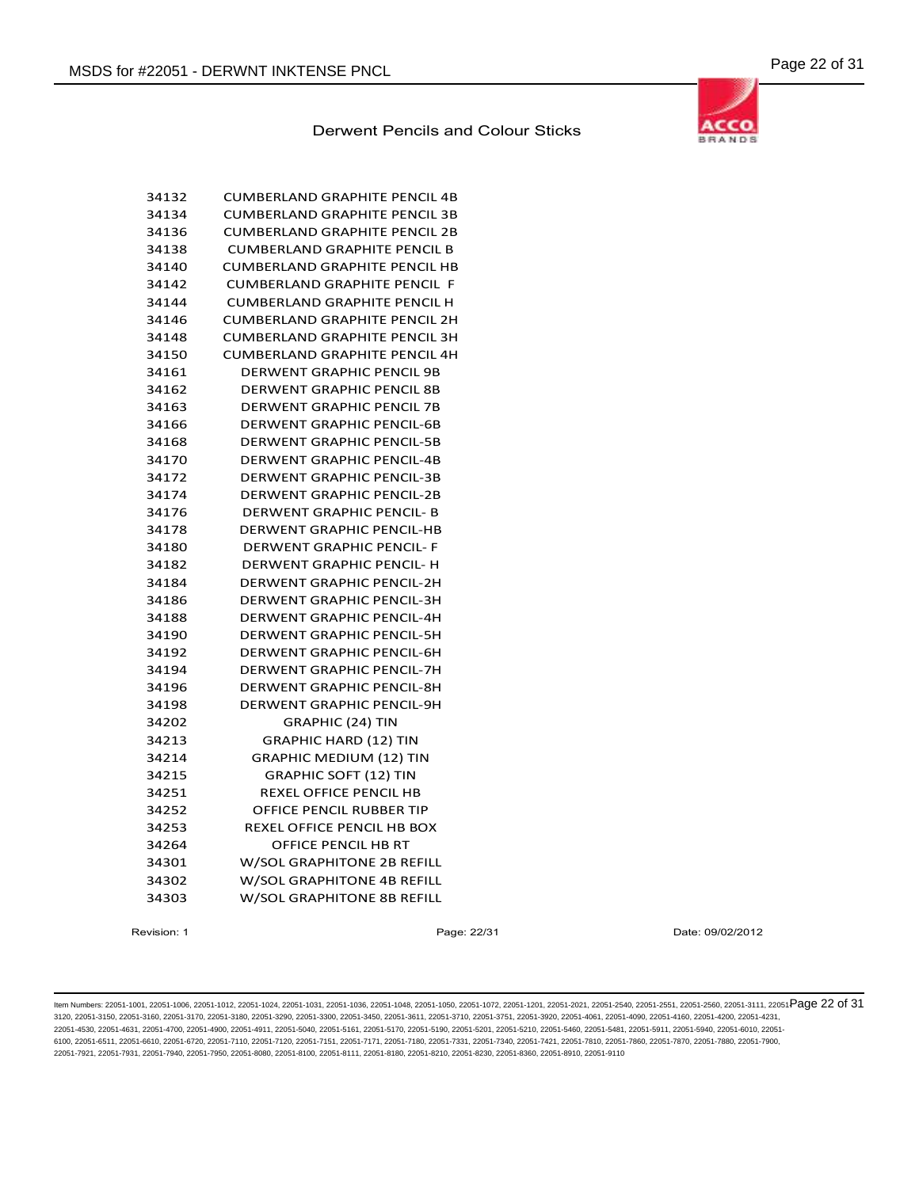Derwent Pencils and Colour Sticks

| | |
|---|---|
| 34132 | CUMBERLAND GRAPHITE PENCIL 4B |
| 34134 | CUMBERLAND GRAPHITE PENCIL 3B |
| 34136 | CUMBERLAND GRAPHITE PENCIL 2B |
| 34138 | CUMBERLAND GRAPHITE PENCIL B |
| 34140 | CUMBERLAND GRAPHITE PENCIL HB |
| 34142 | CUMBERLAND GRAPHITE PENCIL F |
| 34144 | CUMBERLAND GRAPHITE PENCIL H |
| 34146 | CUMBERLAND GRAPHITE PENCIL 2H |
| 34148 | CUMBERLAND GRAPHITE PENCIL 3H |
| 34150 | CUMBERLAND GRAPHITE PENCIL 4H |
| 34161 | DERWENT GRAPHIC PENCIL 9B |
| 34162 | DERWENT GRAPHIC PENCIL 8B |
| 34163 | DERWENT GRAPHIC PENCIL 7B |
| 34166 | DERWENT GRAPHIC PENCIL-6B |
| 34168 | DERWENT GRAPHIC PENCIL-5B |
| 34170 | DERWENT GRAPHIC PENCIL-4B |
| 34172 | DERWENT GRAPHIC PENCIL-3B |
| 34174 | DERWENT GRAPHIC PENCIL-2B |
| 34176 | DERWENT GRAPHIC PENCIL- B |
| 34178 | DERWENT GRAPHIC PENCIL-HB |
| 34180 | DERWENT GRAPHIC PENCIL- F |
| 34182 | DERWENT GRAPHIC PENCIL- H |
| 34184 | DERWENT GRAPHIC PENCIL-2H |
| 34186 | DERWENT GRAPHIC PENCIL-3H |
| 34188 | DERWENT GRAPHIC PENCIL-4H |
| 34190 | DERWENT GRAPHIC PENCIL-5H |
| 34192 | DERWENT GRAPHIC PENCIL-6H |
| 34194 | DERWENT GRAPHIC PENCIL-7H |
| 34196 | DERWENT GRAPHIC PENCIL-8H |
| 34198 | DERWENT GRAPHIC PENCIL-9H |
| 34202 | GRAPHIC (24) TIN |
| 34213 | GRAPHIC HARD (12) TIN |
| 34214 | GRAPHIC MEDIUM (12) TIN |
| 34215 | GRAPHIC SOFT (12) TIN |
| 34251 | REXEL OFFICE PENCIL HB |
| 34252 | OFFICE PENCIL RUBBER TIP |
| 34253 | REXEL OFFICE PENCIL HB BOX |
| 34264 | OFFICE PENCIL HB RT |
| 34301 | W/SOL GRAPHITONE 2B REFILL |
| 34302 | W/SOL GRAPHITONE 4B REFILL |
| 34303 | W/SOL GRAPHITONE 8B REFILL |

Revision: 1 Date: 09/02/2012

Item Numbers: 22051-1001, 22051-1006, 22051-1012, 22051-1024, 22051-1031, 22051-1036, 22051-1048, 22051-1050, 22051-1072, 22051-1201, 22051-2021, 22051-2540, 22051-2551, 22051-2560, 22051-3111, 22051-3120, 22051-3150, 22051-3160, 22051-3170, 22051-3180, 22051-3290, 22051-3300, 22051-3450, 22051-3611, 22051-3710, 22051-3751, 22051-3920, 22051-4061, 22051-4090, 22051-4160, 22051-4200, 22051-4231, 22051-4530, 22051-4631, 22051-4700, 22051-4900, 22051-4911, 22051-5040, 22051-5161, 22051-5170, 22051-5190, 22051-5201, 22051-5210, 22051-5460, 22051-5481, 22051-5911, 22051-5940, 22051-6010, 22051-6100, 22051-6511, 22051-6610, 22051-6720, 22051-7110, 22051-7120, 22051-7151, 22051-7171, 22051-7180, 22051-7331, 22051-7340, 22051-7421, 22051-7810, 22051-7860, 22051-7870, 22051-7880, 22051-7900, 22051-7921, 22051-7931, 22051-7940, 22051-7950, 22051-8080, 22051-8100, 22051-8111, 22051-8180, 22051-8210, 22051-8230, 22051-8360, 22051-8910, 22051-9110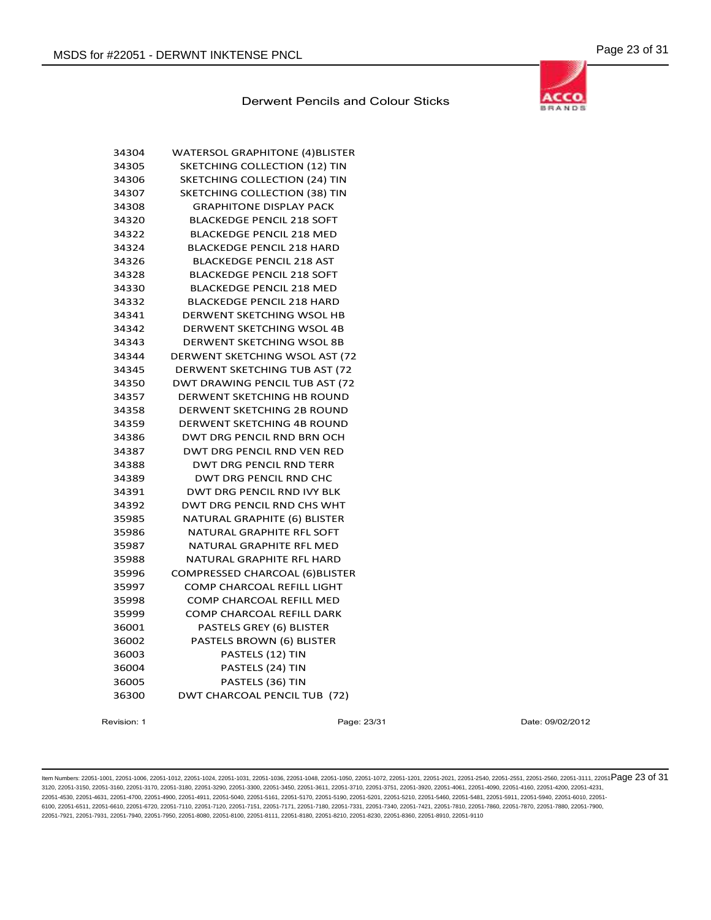## Derwent Pencils and Colour Sticks

| | |
|---|---|
| 34304 | WATERSOL GRAPHITONE (4)BLISTER |
| 34305 | SKETCHING COLLECTION (12) TIN |
| 34306 | SKETCHING COLLECTION (24) TIN |
| 34307 | SKETCHING COLLECTION (38) TIN |
| 34308 | GRAPHITONE DISPLAY PACK |
| 34320 | BLACKEDGE PENCIL 218 SOFT |
| 34322 | BLACKEDGE PENCIL 218 MED |
| 34324 | BLACKEDGE PENCIL 218 HARD |
| 34326 | BLACKEDGE PENCIL 218 AST |
| 34328 | BLACKEDGE PENCIL 218 SOFT |
| 34330 | BLACKEDGE PENCIL 218 MED |
| 34332 | BLACKEDGE PENCIL 218 HARD |
| 34341 | DERWENT SKETCHING WSOL HB |
| 34342 | DERWENT SKETCHING WSOL 4B |
| 34343 | DERWENT SKETCHING WSOL 8B |
| 34344 | DERWENT SKETCHING WSOL AST (72 |
| 34345 | DERWENT SKETCHING TUB AST (72 |
| 34350 | DWT DRAWING PENCIL TUB AST (72 |
| 34357 | DERWENT SKETCHING HB ROUND |
| 34358 | DERWENT SKETCHING 2B ROUND |
| 34359 | DERWENT SKETCHING 4B ROUND |
| 34386 | DWT DRG PENCIL RND BRN OCH |
| 34387 | DWT DRG PENCIL RND VEN RED |
| 34388 | DWT DRG PENCIL RND TERR |
| 34389 | DWT DRG PENCIL RND CHC |
| 34391 | DWT DRG PENCIL RND IVY BLK |
| 34392 | DWT DRG PENCIL RND CHS WHT |
| 35985 | NATURAL GRAPHITE (6) BLISTER |
| 35986 | NATURAL GRAPHITE RFL SOFT |
| 35987 | NATURAL GRAPHITE RFL MED |
| 35988 | NATURAL GRAPHITE RFL HARD |
| 35996 | COMPRESSED CHARCOAL (6)BLISTER |
| 35997 | COMP CHARCOAL REFILL LIGHT |
| 35998 | COMP CHARCOAL REFILL MED |
| 35999 | COMP CHARCOAL REFILL DARK |
| 36001 | PASTELS GREY (6) BLISTER |
| 36002 | PASTELS BROWN (6) BLISTER |
| 36003 | PASTELS (12) TIN |
| 36004 | PASTELS (24) TIN |
| 36005 | PASTELS (36) TIN |
| 36300 | DWT CHARCOAL PENCIL TUB (72) |

Revision: 1 | Page: 23/31 | Date: 09/02/2012

Item Numbers: 22051-1001, 22051-1006, 22051-1012, 22051-1024, 22051-1031, 22051-1036, 22051-1048, 22051-1050, 22051-1072, 22051-1201, 22051-2021, 22051-2540, 22051-2551, 22051-2560, 22051-3111, 22051-3120, 22051-3150, 22051-3160, 22051-3170, 22051-3180, 22051-3290, 22051-3300, 22051-3450, 22051-3611, 22051-3710, 22051-3751, 22051-3920, 22051-4061, 22051-4090, 22051-4160, 22051-4200, 22051-4231, 22051-4530, 22051-4631, 22051-4700, 22051-4900, 22051-4911, 22051-5040, 22051-5161, 22051-5170, 22051-5190, 22051-5201, 22051-5210, 22051-5460, 22051-5481, 22051-5911, 22051-5940, 22051-6010, 22051-6100, 22051-6511, 22051-6610, 22051-6720, 22051-7110, 22051-7120, 22051-7151, 22051-7171, 22051-7180, 22051-7331, 22051-7340, 22051-7421, 22051-7810, 22051-7860, 22051-7870, 22051-7880, 22051-7900, 22051-7921, 22051-7931, 22051-7940, 22051-7950, 22051-8080, 22051-8100, 22051-8111, 22051-8180, 22051-8210, 22051-8230, 22051-8360, 22051-8910, 22051-9110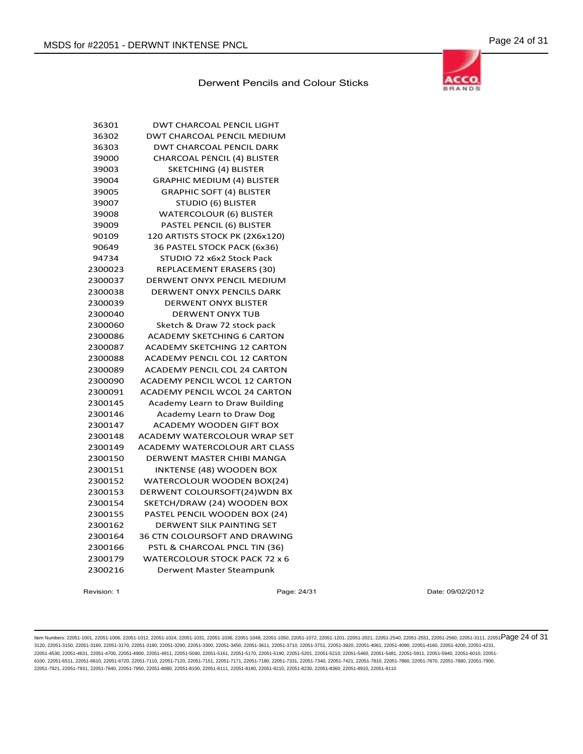### Derwent Pencils and Colour Sticks

| | |
|---|---|
| 36301 | DWT CHARCOAL PENCIL LIGHT |
| 36302 | DWT CHARCOAL PENCIL MEDIUM |
| 36303 | DWT CHARCOAL PENCIL DARK |
| 39000 | CHARCOAL PENCIL (4) BLISTER |
| 39003 | SKETCHING (4) BLISTER |
| 39004 | GRAPHIC MEDIUM (4) BLISTER |
| 39005 | GRAPHIC SOFT (4) BLISTER |
| 39007 | STUDIO (6) BLISTER |
| 39008 | WATERCOLOUR (6) BLISTER |
| 39009 | PASTEL PENCIL (6) BLISTER |
| 90109 | 120 ARTISTS STOCK PK (2X6x120) |
| 90649 | 36 PASTEL STOCK PACK (6x36) |
| 94734 | STUDIO 72 x6x2 Stock Pack |
| 2300023 | REPLACEMENT ERASERS (30) |
| 2300037 | DERWENT ONYX PENCIL MEDIUM |
| 2300038 | DERWENT ONYX PENCILS DARK |
| 2300039 | DERWENT ONYX BLISTER |
| 2300040 | DERWENT ONYX TUB |
| 2300060 | Sketch & Draw 72 stock pack |
| 2300086 | ACADEMY SKETCHING 6 CARTON |
| 2300087 | ACADEMY SKETCHING 12 CARTON |
| 2300088 | ACADEMY PENCIL COL 12 CARTON |
| 2300089 | ACADEMY PENCIL COL 24 CARTON |
| 2300090 | ACADEMY PENCIL WCOL 12 CARTON |
| 2300091 | ACADEMY PENCIL WCOL 24 CARTON |
| 2300145 | Academy Learn to Draw Building |
| 2300146 | Academy Learn to Draw Dog |
| 2300147 | ACADEMY WOODEN GIFT BOX |
| 2300148 | ACADEMY WATERCOLOUR WRAP SET |
| 2300149 | ACADEMY WATERCOLOUR ART CLASS |
| 2300150 | DERWENT MASTER CHIBI MANGA |
| 2300151 | INKTENSE (48) WOODEN BOX |
| 2300152 | WATERCOLOUR WOODEN BOX(24) |
| 2300153 | DERWENT COLOURSOFT(24)WDN BX |
| 2300154 | SKETCH/DRAW (24) WOODEN BOX |
| 2300155 | PASTEL PENCIL WOODEN BOX (24) |
| 2300162 | DERWENT SILK PAINTING SET |
| 2300164 | 36 CTN COLOURSOFT AND DRAWING |
| 2300166 | PSTL & CHARCOAL PNCL TIN (36) |
| 2300179 | WATERCOLOUR STOCK PACK 72 x 6 |
| 2300216 | Derwent Master Steampunk |

Revision: 1 Date: 09/02/2012

Item Numbers: 22051-1001, 22051-1006, 22051-1012, 22051-1024, 22051-1031, 22051-1036, 22051-1048, 22051-1050, 22051-1072, 22051-1201, 22051-2021, 22051-2540, 22051-2551, 22051-2560, 22051-3111, 22051-3120, 22051-3150, 22051-3160, 22051-3170, 22051-3180, 22051-3290, 22051-3300, 22051-3450, 22051-3611, 22051-3710, 22051-3751, 22051-3920, 22051-4061, 22051-4090, 22051-4160, 22051-4200, 22051-4231, 22051-4530, 22051-4631, 22051-4700, 22051-4900, 22051-4911, 22051-5040, 22051-5161, 22051-5170, 22051-5190, 22051-5201, 22051-5210, 22051-5460, 22051-5481, 22051-5911, 22051-5940, 22051-6010, 22051-6100, 22051-6511, 22051-6610, 22051-6720, 22051-7110, 22051-7120, 22051-7151, 22051-7171, 22051-7180, 22051-7331, 22051-7340, 22051-7421, 22051-7810, 22051-7860, 22051-7870, 22051-7880, 22051-7900, 22051-7921, 22051-7931, 22051-7940, 22051-7950, 22051-8080, 22051-8100, 22051-8111, 22051-8180, 22051-8210, 22051-8230, 22051-8360, 22051-8910, 22051-9110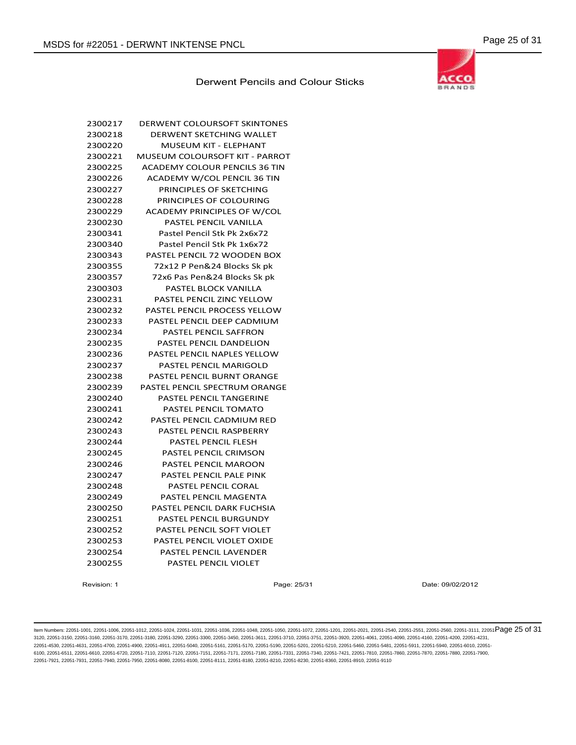### Derwent Pencils and Colour Sticks

| | |
|---|---|
| 2300217 | DERWENT COLOURSOFT SKINTONES |
| 2300218 | DERWENT SKETCHING WALLET |
| 2300220 | MUSEUM KIT - ELEPHANT |
| 2300221 | MUSEUM COLOURSOFT KIT - PARROT |
| 2300225 | ACADEMY COLOUR PENCILS 36 TIN |
| 2300226 | ACADEMY W/COL PENCIL 36 TIN |
| 2300227 | PRINCIPLES OF SKETCHING |
| 2300228 | PRINCIPLES OF COLOURING |
| 2300229 | ACADEMY PRINCIPLES OF W/COL |
| 2300230 | PASTEL PENCIL VANILLA |
| 2300341 | Pastel Pencil Stk Pk 2x6x72 |
| 2300340 | Pastel Pencil Stk Pk 1x6x72 |
| 2300343 | PASTEL PENCIL 72 WOODEN BOX |
| 2300355 | 72x12 P Pen&24 Blocks Sk pk |
| 2300357 | 72x6 Pas Pen&24 Blocks Sk pk |
| 2300303 | PASTEL BLOCK VANILLA |
| 2300231 | PASTEL PENCIL ZINC YELLOW |
| 2300232 | PASTEL PENCIL PROCESS YELLOW |
| 2300233 | PASTEL PENCIL DEEP CADMIUM |
| 2300234 | PASTEL PENCIL SAFFRON |
| 2300235 | PASTEL PENCIL DANDELION |
| 2300236 | PASTEL PENCIL NAPLES YELLOW |
| 2300237 | PASTEL PENCIL MARIGOLD |
| 2300238 | PASTEL PENCIL BURNT ORANGE |
| 2300239 | PASTEL PENCIL SPECTRUM ORANGE |
| 2300240 | PASTEL PENCIL TANGERINE |
| 2300241 | PASTEL PENCIL TOMATO |
| 2300242 | PASTEL PENCIL CADMIUM RED |
| 2300243 | PASTEL PENCIL RASPBERRY |
| 2300244 | PASTEL PENCIL FLESH |
| 2300245 | PASTEL PENCIL CRIMSON |
| 2300246 | PASTEL PENCIL MAROON |
| 2300247 | PASTEL PENCIL PALE PINK |
| 2300248 | PASTEL PENCIL CORAL |
| 2300249 | PASTEL PENCIL MAGENTA |
| 2300250 | PASTEL PENCIL DARK FUCHSIA |
| 2300251 | PASTEL PENCIL BURGUNDY |
| 2300252 | PASTEL PENCIL SOFT VIOLET |
| 2300253 | PASTEL PENCIL VIOLET OXIDE |
| 2300254 | PASTEL PENCIL LAVENDER |
| 2300255 | PASTEL PENCIL VIOLET |

Revision: 1 Page: 25/31 Date: 09/02/2012

Item Numbers: 22051-1001, 22051-1006, 22051-1012, 22051-1024, 22051-1031, 22051-1036, 22051-1048, 22051-1050, 22051-1072, 22051-1201, 22051-2021, 22051-2540, 22051-2551, 22051-2560, 22051-3111, 22051-3120, 22051-3150, 22051-3160, 22051-3170, 22051-3180, 22051-3290, 22051-3300, 22051-3450, 22051-3611, 22051-3710, 22051-3751, 22051-3920, 22051-4061, 22051-4090, 22051-4160, 22051-4200, 22051-4231, 22051-4530, 22051-4631, 22051-4700, 22051-4900, 22051-4911, 22051-5040, 22051-5161, 22051-5170, 22051-5190, 22051-5201, 22051-5210, 22051-5460, 22051-5481, 22051-5911, 22051-5940, 22051-6010, 22051-6100, 22051-6511, 22051-6610, 22051-6720, 22051-7110, 22051-7120, 22051-7151, 22051-7171, 22051-7180, 22051-7331, 22051-7340, 22051-7421, 22051-7810, 22051-7860, 22051-7870, 22051-7880, 22051-7900, 22051-7921, 22051-7931, 22051-7940, 22051-7950, 22051-8080, 22051-8100, 22051-8111, 22051-8180, 22051-8210, 22051-8230, 22051-8360, 22051-8910, 22051-9110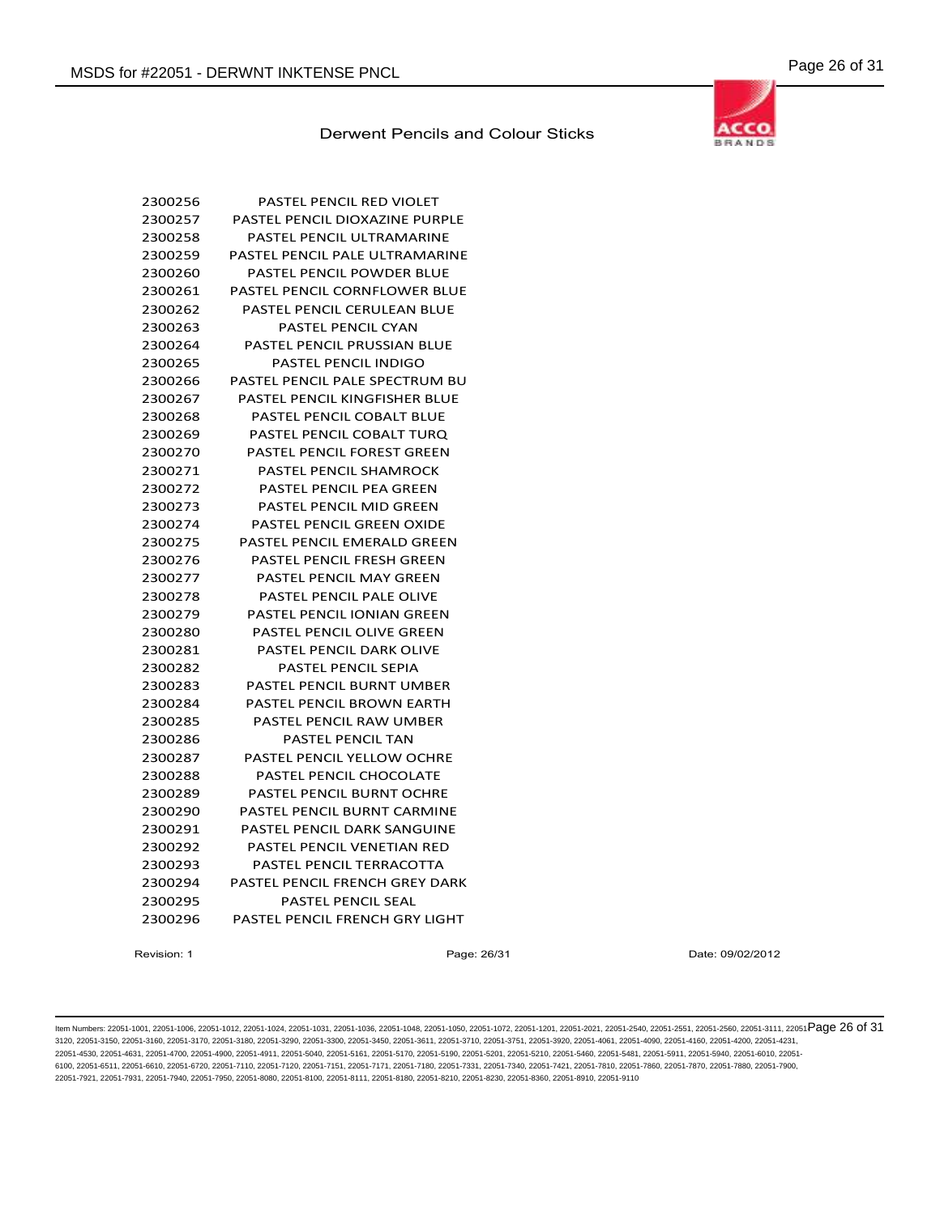Derwent Pencils and Colour Sticks

| | |
|---|---|
| 2300256 | PASTEL PENCIL RED VIOLET |
| 2300257 | PASTEL PENCIL DIOXAZINE PURPLE |
| 2300258 | PASTEL PENCIL ULTRAMARINE |
| 2300259 | PASTEL PENCIL PALE ULTRAMARINE |
| 2300260 | PASTEL PENCIL POWDER BLUE |
| 2300261 | PASTEL PENCIL CORNFLOWER BLUE |
| 2300262 | PASTEL PENCIL CERULEAN BLUE |
| 2300263 | PASTEL PENCIL CYAN |
| 2300264 | PASTEL PENCIL PRUSSIAN BLUE |
| 2300265 | PASTEL PENCIL INDIGO |
| 2300266 | PASTEL PENCIL PALE SPECTRUM BU |
| 2300267 | PASTEL PENCIL KINGFISHER BLUE |
| 2300268 | PASTEL PENCIL COBALT BLUE |
| 2300269 | PASTEL PENCIL COBALT TURQ |
| 2300270 | PASTEL PENCIL FOREST GREEN |
| 2300271 | PASTEL PENCIL SHAMROCK |
| 2300272 | PASTEL PENCIL PEA GREEN |
| 2300273 | PASTEL PENCIL MID GREEN |
| 2300274 | PASTEL PENCIL GREEN OXIDE |
| 2300275 | PASTEL PENCIL EMERALD GREEN |
| 2300276 | PASTEL PENCIL FRESH GREEN |
| 2300277 | PASTEL PENCIL MAY GREEN |
| 2300278 | PASTEL PENCIL PALE OLIVE |
| 2300279 | PASTEL PENCIL IONIAN GREEN |
| 2300280 | PASTEL PENCIL OLIVE GREEN |
| 2300281 | PASTEL PENCIL DARK OLIVE |
| 2300282 | PASTEL PENCIL SEPIA |
| 2300283 | PASTEL PENCIL BURNT UMBER |
| 2300284 | PASTEL PENCIL BROWN EARTH |
| 2300285 | PASTEL PENCIL RAW UMBER |
| 2300286 | PASTEL PENCIL TAN |
| 2300287 | PASTEL PENCIL YELLOW OCHRE |
| 2300288 | PASTEL PENCIL CHOCOLATE |
| 2300289 | PASTEL PENCIL BURNT OCHRE |
| 2300290 | PASTEL PENCIL BURNT CARMINE |
| 2300291 | PASTEL PENCIL DARK SANGUINE |
| 2300292 | PASTEL PENCIL VENETIAN RED |
| 2300293 | PASTEL PENCIL TERRACOTTA |
| 2300294 | PASTEL PENCIL FRENCH GREY DARK |
| 2300295 | PASTEL PENCIL SEAL |
| 2300296 | PASTEL PENCIL FRENCH GRY LIGHT |

Revision: 1 Date: 09/02/2012

Item Numbers: 22051-1001, 22051-1006, 22051-1012, 22051-1024, 22051-1031, 22051-1036, 22051-1048, 22051-1050, 22051-1072, 22051-1201, 22051-2021, 22051-2540, 22051-2551, 22051-2560, 22051-3111, 22051-3120, 22051-3150, 22051-3160, 22051-3170, 22051-3180, 22051-3290, 22051-3300, 22051-3450, 22051-3611, 22051-3710, 22051-3751, 22051-3920, 22051-4061, 22051-4090, 22051-4160, 22051-4200, 22051-4231, 22051-4530, 22051-4631, 22051-4700, 22051-4900, 22051-4911, 22051-5040, 22051-5161, 22051-5170, 22051-5190, 22051-5201, 22051-5210, 22051-5460, 22051-5481, 22051-5911, 22051-5940, 22051-6010, 22051-6100, 22051-6511, 22051-6610, 22051-6720, 22051-7110, 22051-7120, 22051-7151, 22051-7171, 22051-7180, 22051-7331, 22051-7340, 22051-7421, 22051-7810, 22051-7860, 22051-7870, 22051-7880, 22051-7900, 22051-7921, 22051-7931, 22051-7940, 22051-7950, 22051-8080, 22051-8100, 22051-8111, 22051-8180, 22051-8210, 22051-8230, 22051-8360, 22051-8910, 22051-9110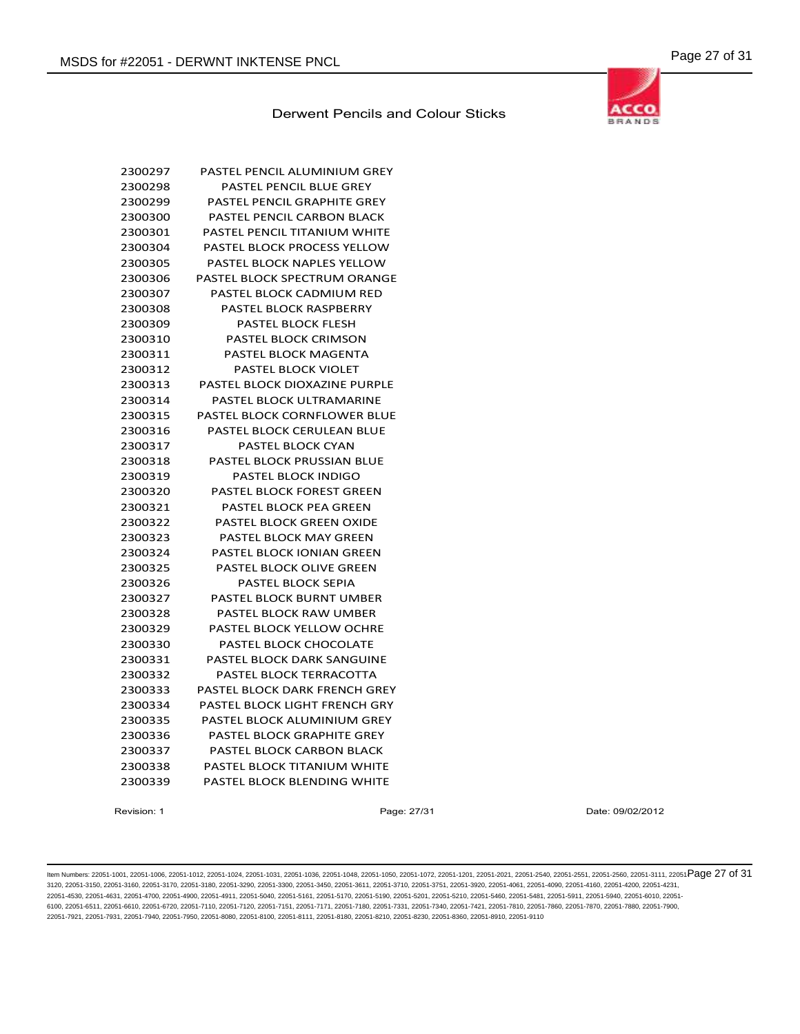Derwent Pencils and Colour Sticks

| | |
|---|---|
| 2300297 | PASTEL PENCIL ALUMINIUM GREY |
| 2300298 | PASTEL PENCIL BLUE GREY |
| 2300299 | PASTEL PENCIL GRAPHITE GREY |
| 2300300 | PASTEL PENCIL CARBON BLACK |
| 2300301 | PASTEL PENCIL TITANIUM WHITE |
| 2300304 | PASTEL BLOCK PROCESS YELLOW |
| 2300305 | PASTEL BLOCK NAPLES YELLOW |
| 2300306 | PASTEL BLOCK SPECTRUM ORANGE |
| 2300307 | PASTEL BLOCK CADMIUM RED |
| 2300308 | PASTEL BLOCK RASPBERRY |
| 2300309 | PASTEL BLOCK FLESH |
| 2300310 | PASTEL BLOCK CRIMSON |
| 2300311 | PASTEL BLOCK MAGENTA |
| 2300312 | PASTEL BLOCK VIOLET |
| 2300313 | PASTEL BLOCK DIOXAZINE PURPLE |
| 2300314 | PASTEL BLOCK ULTRAMARINE |
| 2300315 | PASTEL BLOCK CORNFLOWER BLUE |
| 2300316 | PASTEL BLOCK CERULEAN BLUE |
| 2300317 | PASTEL BLOCK CYAN |
| 2300318 | PASTEL BLOCK PRUSSIAN BLUE |
| 2300319 | PASTEL BLOCK INDIGO |
| 2300320 | PASTEL BLOCK FOREST GREEN |
| 2300321 | PASTEL BLOCK PEA GREEN |
| 2300322 | PASTEL BLOCK GREEN OXIDE |
| 2300323 | PASTEL BLOCK MAY GREEN |
| 2300324 | PASTEL BLOCK IONIAN GREEN |
| 2300325 | PASTEL BLOCK OLIVE GREEN |
| 2300326 | PASTEL BLOCK SEPIA |
| 2300327 | PASTEL BLOCK BURNT UMBER |
| 2300328 | PASTEL BLOCK RAW UMBER |
| 2300329 | PASTEL BLOCK YELLOW OCHRE |
| 2300330 | PASTEL BLOCK CHOCOLATE |
| 2300331 | PASTEL BLOCK DARK SANGUINE |
| 2300332 | PASTEL BLOCK TERRACOTTA |
| 2300333 | PASTEL BLOCK DARK FRENCH GREY |
| 2300334 | PASTEL BLOCK LIGHT FRENCH GRY |
| 2300335 | PASTEL BLOCK ALUMINIUM GREY |
| 2300336 | PASTEL BLOCK GRAPHITE GREY |
| 2300337 | PASTEL BLOCK CARBON BLACK |
| 2300338 | PASTEL BLOCK TITANIUM WHITE |
| 2300339 | PASTEL BLOCK BLENDING WHITE |

Revision: 1 Date: 09/02/2012

Item Numbers: 22051-1001, 22051-1006, 22051-1012, 22051-1024, 22051-1031, 22051-1036, 22051-1048, 22051-1050, 22051-1072, 22051-1201, 22051-2021, 22051-2540, 22051-2551, 22051-2560, 22051-3111, 22051-3120, 22051-3150, 22051-3160, 22051-3170, 22051-3180, 22051-3290, 22051-3300, 22051-3450, 22051-3611, 22051-3710, 22051-3751, 22051-3920, 22051-4061, 22051-4090, 22051-4160, 22051-4200, 22051-4231, 22051-4530, 22051-4631, 22051-4700, 22051-4900, 22051-4911, 22051-5040, 22051-5161, 22051-5170, 22051-5190, 22051-5201, 22051-5210, 22051-5460, 22051-5481, 22051-5911, 22051-5940, 22051-6010, 22051-6100, 22051-6511, 22051-6610, 22051-6720, 22051-7110, 22051-7120, 22051-7151, 22051-7171, 22051-7180, 22051-7331, 22051-7340, 22051-7421, 22051-7810, 22051-7860, 22051-7870, 22051-7880, 22051-7900, 22051-7921, 22051-7931, 22051-7940, 22051-7950, 22051-8080, 22051-8100, 22051-8111, 22051-8180, 22051-8210, 22051-8230, 22051-8360, 22051-8910, 22051-9110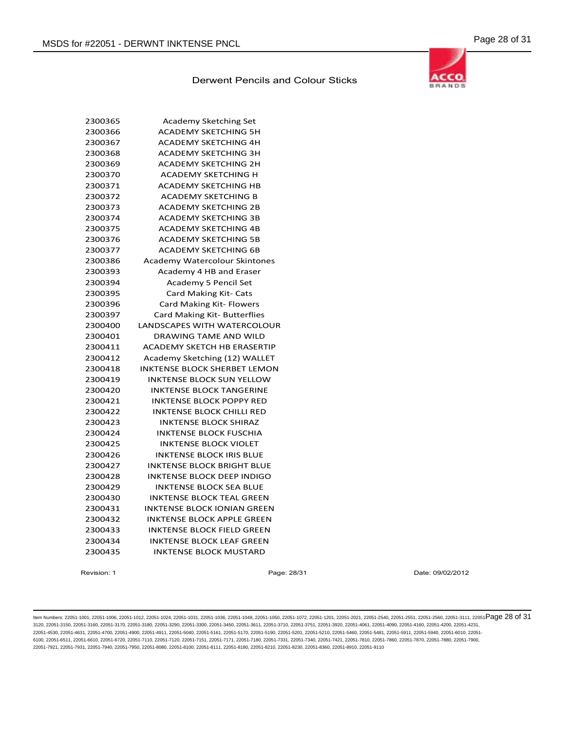## Derwent Pencils and Colour Sticks

| | |
|---|---|
| 2300365 | Academy Sketching Set |
| 2300366 | ACADEMY SKETCHING 5H |
| 2300367 | ACADEMY SKETCHING 4H |
| 2300368 | ACADEMY SKETCHING 3H |
| 2300369 | ACADEMY SKETCHING 2H |
| 2300370 | ACADEMY SKETCHING H |
| 2300371 | ACADEMY SKETCHING HB |
| 2300372 | ACADEMY SKETCHING B |
| 2300373 | ACADEMY SKETCHING 2B |
| 2300374 | ACADEMY SKETCHING 3B |
| 2300375 | ACADEMY SKETCHING 4B |
| 2300376 | ACADEMY SKETCHING 5B |
| 2300377 | ACADEMY SKETCHING 6B |
| 2300386 | Academy Watercolour Skintones |
| 2300393 | Academy 4 HB and Eraser |
| 2300394 | Academy 5 Pencil Set |
| 2300395 | Card Making Kit- Cats |
| 2300396 | Card Making Kit- Flowers |
| 2300397 | Card Making Kit- Butterflies |
| 2300400 | LANDSCAPES WITH WATERCOLOUR |
| 2300401 | DRAWING TAME AND WILD |
| 2300411 | ACADEMY SKETCH HB ERASERTIP |
| 2300412 | Academy Sketching (12) WALLET |
| 2300418 | INKTENSE BLOCK SHERBET LEMON |
| 2300419 | INKTENSE BLOCK SUN YELLOW |
| 2300420 | INKTENSE BLOCK TANGERINE |
| 2300421 | INKTENSE BLOCK POPPY RED |
| 2300422 | INKTENSE BLOCK CHILLI RED |
| 2300423 | INKTENSE BLOCK SHIRAZ |
| 2300424 | INKTENSE BLOCK FUSCHIA |
| 2300425 | INKTENSE BLOCK VIOLET |
| 2300426 | INKTENSE BLOCK IRIS BLUE |
| 2300427 | INKTENSE BLOCK BRIGHT BLUE |
| 2300428 | INKTENSE BLOCK DEEP INDIGO |
| 2300429 | INKTENSE BLOCK SEA BLUE |
| 2300430 | INKTENSE BLOCK TEAL GREEN |
| 2300431 | INKTENSE BLOCK IONIAN GREEN |
| 2300432 | INKTENSE BLOCK APPLE GREEN |
| 2300433 | INKTENSE BLOCK FIELD GREEN |
| 2300434 | INKTENSE BLOCK LEAF GREEN |
| 2300435 | INKTENSE BLOCK MUSTARD |

Revision: 1 Date: 09/02/2012

Item Numbers: 22051-1001, 22051-1006, 22051-1012, 22051-1024, 22051-1031, 22051-1036, 22051-1048, 22051-1050, 22051-1072, 22051-1201, 22051-2021, 22051-2540, 22051-2551, 22051-2560, 22051-3111, 22051-3120, 22051-3150, 22051-3160, 22051-3170, 22051-3180, 22051-3290, 22051-3300, 22051-3450, 22051-3611, 22051-3710, 22051-3751, 22051-3920, 22051-4061, 22051-4090, 22051-4160, 22051-4200, 22051-4231, 22051-4530, 22051-4631, 22051-4700, 22051-4900, 22051-4911, 22051-5040, 22051-5161, 22051-5170, 22051-5190, 22051-5201, 22051-5210, 22051-5460, 22051-5481, 22051-5911, 22051-5940, 22051-6010, 22051-6100, 22051-6511, 22051-6610, 22051-6720, 22051-7110, 22051-7120, 22051-7151, 22051-7171, 22051-7180, 22051-7331, 22051-7340, 22051-7421, 22051-7810, 22051-7860, 22051-7870, 22051-7880, 22051-7900, 22051-7921, 22051-7931, 22051-7940, 22051-7950, 22051-8080, 22051-8100, 22051-8111, 22051-8180, 22051-8210, 22051-8230, 22051-8360, 22051-8910, 22051-9110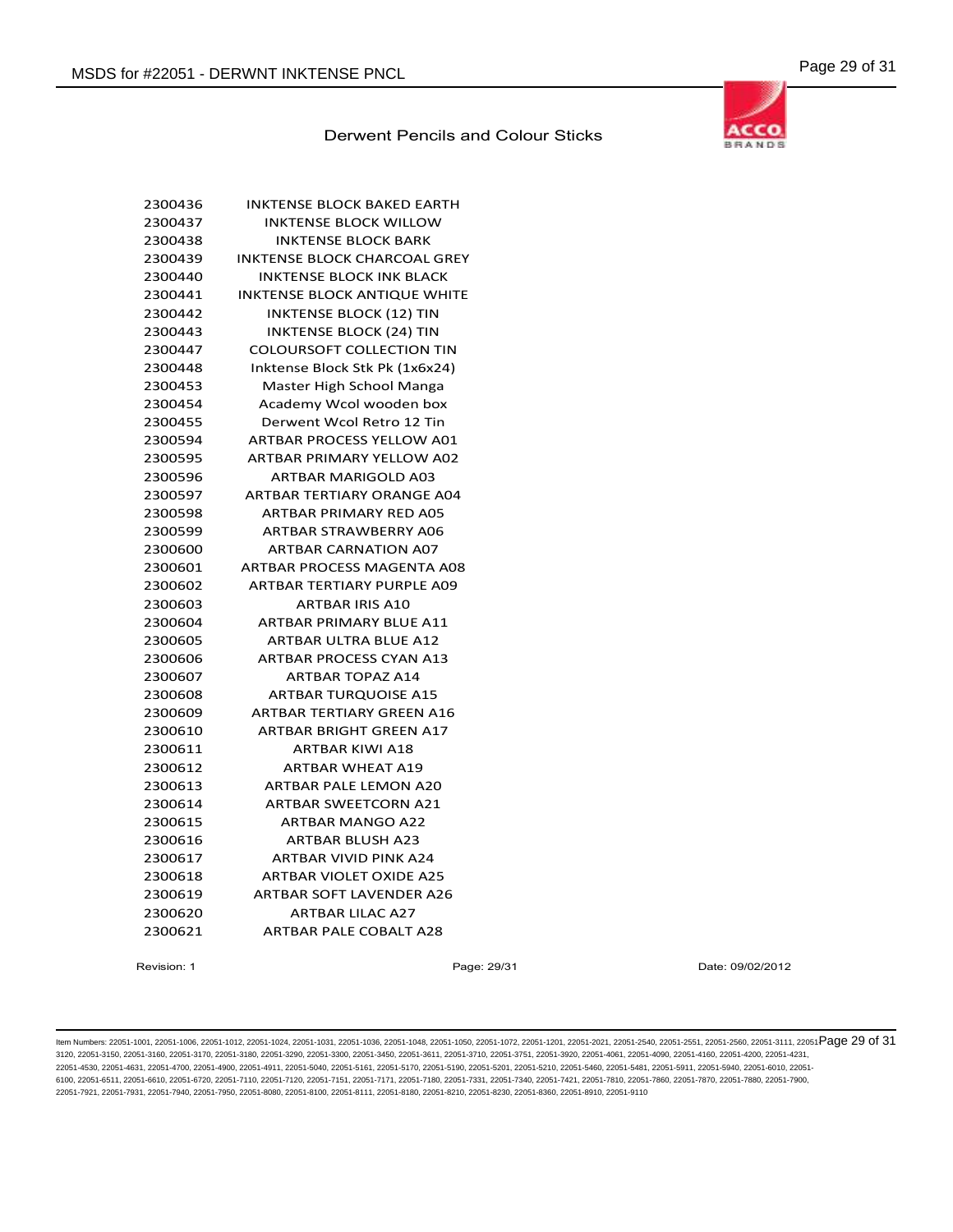Derwent Pencils and Colour Sticks

| | |
|---|---|
| 2300436 | INKTENSE BLOCK BAKED EARTH |
| 2300437 | INKTENSE BLOCK WILLOW |
| 2300438 | INKTENSE BLOCK BARK |
| 2300439 | INKTENSE BLOCK CHARCOAL GREY |
| 2300440 | INKTENSE BLOCK INK BLACK |
| 2300441 | INKTENSE BLOCK ANTIQUE WHITE |
| 2300442 | INKTENSE BLOCK (12) TIN |
| 2300443 | INKTENSE BLOCK (24) TIN |
| 2300447 | COLOURSOFT COLLECTION TIN |
| 2300448 | Inktense Block Stk Pk (1x6x24) |
| 2300453 | Master High School Manga |
| 2300454 | Academy Wcol wooden box |
| 2300455 | Derwent Wcol Retro 12 Tin |
| 2300594 | ARTBAR PROCESS YELLOW A01 |
| 2300595 | ARTBAR PRIMARY YELLOW A02 |
| 2300596 | ARTBAR MARIGOLD A03 |
| 2300597 | ARTBAR TERTIARY ORANGE A04 |
| 2300598 | ARTBAR PRIMARY RED A05 |
| 2300599 | ARTBAR STRAWBERRY A06 |
| 2300600 | ARTBAR CARNATION A07 |
| 2300601 | ARTBAR PROCESS MAGENTA A08 |
| 2300602 | ARTBAR TERTIARY PURPLE A09 |
| 2300603 | ARTBAR IRIS A10 |
| 2300604 | ARTBAR PRIMARY BLUE A11 |
| 2300605 | ARTBAR ULTRA BLUE A12 |
| 2300606 | ARTBAR PROCESS CYAN A13 |
| 2300607 | ARTBAR TOPAZ A14 |
| 2300608 | ARTBAR TURQUOISE A15 |
| 2300609 | ARTBAR TERTIARY GREEN A16 |
| 2300610 | ARTBAR BRIGHT GREEN A17 |
| 2300611 | ARTBAR KIWI A18 |
| 2300612 | ARTBAR WHEAT A19 |
| 2300613 | ARTBAR PALE LEMON A20 |
| 2300614 | ARTBAR SWEETCORN A21 |
| 2300615 | ARTBAR MANGO A22 |
| 2300616 | ARTBAR BLUSH A23 |
| 2300617 | ARTBAR VIVID PINK A24 |
| 2300618 | ARTBAR VIOLET OXIDE A25 |
| 2300619 | ARTBAR SOFT LAVENDER A26 |
| 2300620 | ARTBAR LILAC A27 |
| 2300621 | ARTBAR PALE COBALT A28 |

Revision: 1 Date: 09/02/2012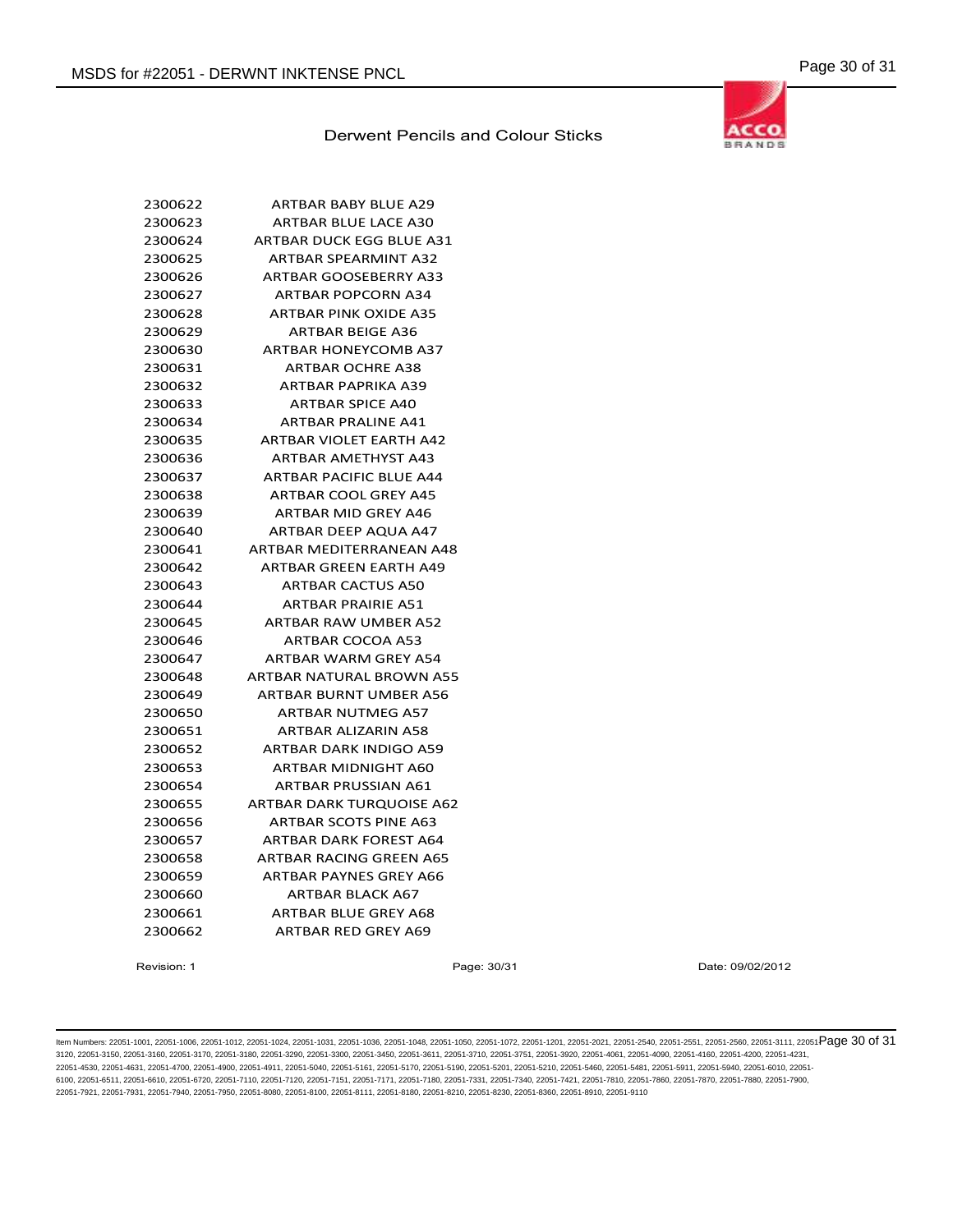Derwent Pencils and Colour Sticks

| | |
|---|---|
| 2300622 | ARTBAR BABY BLUE A29 |
| 2300623 | ARTBAR BLUE LACE A30 |
| 2300624 | ARTBAR DUCK EGG BLUE A31 |
| 2300625 | ARTBAR SPEARMINT A32 |
| 2300626 | ARTBAR GOOSEBERRY A33 |
| 2300627 | ARTBAR POPCORN A34 |
| 2300628 | ARTBAR PINK OXIDE A35 |
| 2300629 | ARTBAR BEIGE A36 |
| 2300630 | ARTBAR HONEYCOMB A37 |
| 2300631 | ARTBAR OCHRE A38 |
| 2300632 | ARTBAR PAPRIKA A39 |
| 2300633 | ARTBAR SPICE A40 |
| 2300634 | ARTBAR PRALINE A41 |
| 2300635 | ARTBAR VIOLET EARTH A42 |
| 2300636 | ARTBAR AMETHYST A43 |
| 2300637 | ARTBAR PACIFIC BLUE A44 |
| 2300638 | ARTBAR COOL GREY A45 |
| 2300639 | ARTBAR MID GREY A46 |
| 2300640 | ARTBAR DEEP AQUA A47 |
| 2300641 | ARTBAR MEDITERRANEAN A48 |
| 2300642 | ARTBAR GREEN EARTH A49 |
| 2300643 | ARTBAR CACTUS A50 |
| 2300644 | ARTBAR PRAIRIE A51 |
| 2300645 | ARTBAR RAW UMBER A52 |
| 2300646 | ARTBAR COCOA A53 |
| 2300647 | ARTBAR WARM GREY A54 |
| 2300648 | ARTBAR NATURAL BROWN A55 |
| 2300649 | ARTBAR BURNT UMBER A56 |
| 2300650 | ARTBAR NUTMEG A57 |
| 2300651 | ARTBAR ALIZARIN A58 |
| 2300652 | ARTBAR DARK INDIGO A59 |
| 2300653 | ARTBAR MIDNIGHT A60 |
| 2300654 | ARTBAR PRUSSIAN A61 |
| 2300655 | ARTBAR DARK TURQUOISE A62 |
| 2300656 | ARTBAR SCOTS PINE A63 |
| 2300657 | ARTBAR DARK FOREST A64 |
| 2300658 | ARTBAR RACING GREEN A65 |
| 2300659 | ARTBAR PAYNES GREY A66 |
| 2300660 | ARTBAR BLACK A67 |
| 2300661 | ARTBAR BLUE GREY A68 |
| 2300662 | ARTBAR RED GREY A69 |

Revision: 1 Date: 09/02/2012

Item Numbers: 22051-1001, 22051-1006, 22051-1012, 22051-1024, 22051-1031, 22051-1036, 22051-1048, 22051-1050, 22051-1072, 22051-1201, 22051-2021, 22051-2540, 22051-2551, 22051-2560, 22051-3111, 22051-3120, 22051-3150, 22051-3160, 22051-3170, 22051-3180, 22051-3290, 22051-3300, 22051-3450, 22051-3611, 22051-3710, 22051-3751, 22051-3920, 22051-4061, 22051-4090, 22051-4160, 22051-4200, 22051-4231, 22051-4530, 22051-4631, 22051-4700, 22051-4900, 22051-4911, 22051-5040, 22051-5161, 22051-5170, 22051-5190, 22051-5201, 22051-5210, 22051-5460, 22051-5481, 22051-5911, 22051-5940, 22051-6010, 22051-6100, 22051-6511, 22051-6610, 22051-6720, 22051-7110, 22051-7120, 22051-7151, 22051-7171, 22051-7180, 22051-7331, 22051-7340, 22051-7421, 22051-7810, 22051-7860, 22051-7870, 22051-7880, 22051-7900, 22051-7921, 22051-7931, 22051-7940, 22051-7950, 22051-8080, 22051-8100, 22051-8111, 22051-8180, 22051-8210, 22051-8230, 22051-8360, 22051-8910, 22051-9110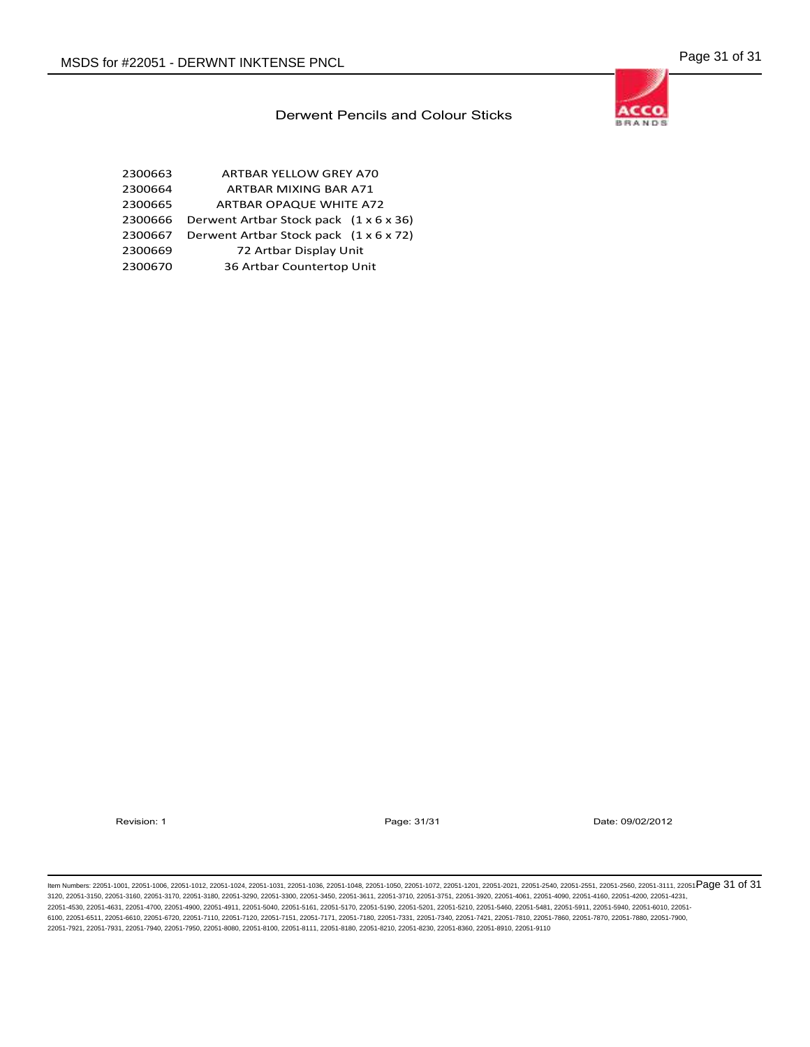Derwent Pencils and Colour Sticks

| | |
|---|---|
| 2300663 | ARTBAR YELLOW GREY A70 |
| 2300664 | ARTBAR MIXING BAR A71 |
| 2300665 | ARTBAR OPAQUE WHITE A72 |
| 2300666 | Derwent Artbar Stock pack (1 x 6 x 36) |
| 2300667 | Derwent Artbar Stock pack (1 x 6 x 72) |
| 2300669 | 72 Artbar Display Unit |
| 2300670 | 36 Artbar Countertop Unit |

Revision: 1    Page: 31/31    Date: 09/02/2012

Item Numbers: 22051-1001, 22051-1006, 22051-1012, 22051-1024, 22051-1031, 22051-1036, 22051-1048, 22051-1050, 22051-1072, 22051-1201, 22051-2021, 22051-2540, 22051-2551, 22051-2560, 22051-3111, 22051-3120, 22051-3150, 22051-3160, 22051-3170, 22051-3180, 22051-3290, 22051-3300, 22051-3450, 22051-3611, 22051-3710, 22051-3751, 22051-3920, 22051-4061, 22051-4090, 22051-4160, 22051-4200, 22051-4231, 22051-4530, 22051-4631, 22051-4700, 22051-4900, 22051-4911, 22051-5040, 22051-5161, 22051-5170, 22051-5190, 22051-5201, 22051-5210, 22051-5460, 22051-5481, 22051-5911, 22051-5940, 22051-6010, 22051-6100, 22051-6511, 22051-6610, 22051-6720, 22051-7110, 22051-7120, 22051-7151, 22051-7171, 22051-7180, 22051-7331, 22051-7340, 22051-7421, 22051-7810, 22051-7860, 22051-7870, 22051-7880, 22051-7900, 22051-7921, 22051-7931, 22051-7940, 22051-7950, 22051-8080, 22051-8100, 22051-8111, 22051-8180, 22051-8210, 22051-8230, 22051-8360, 22051-8910, 22051-9110